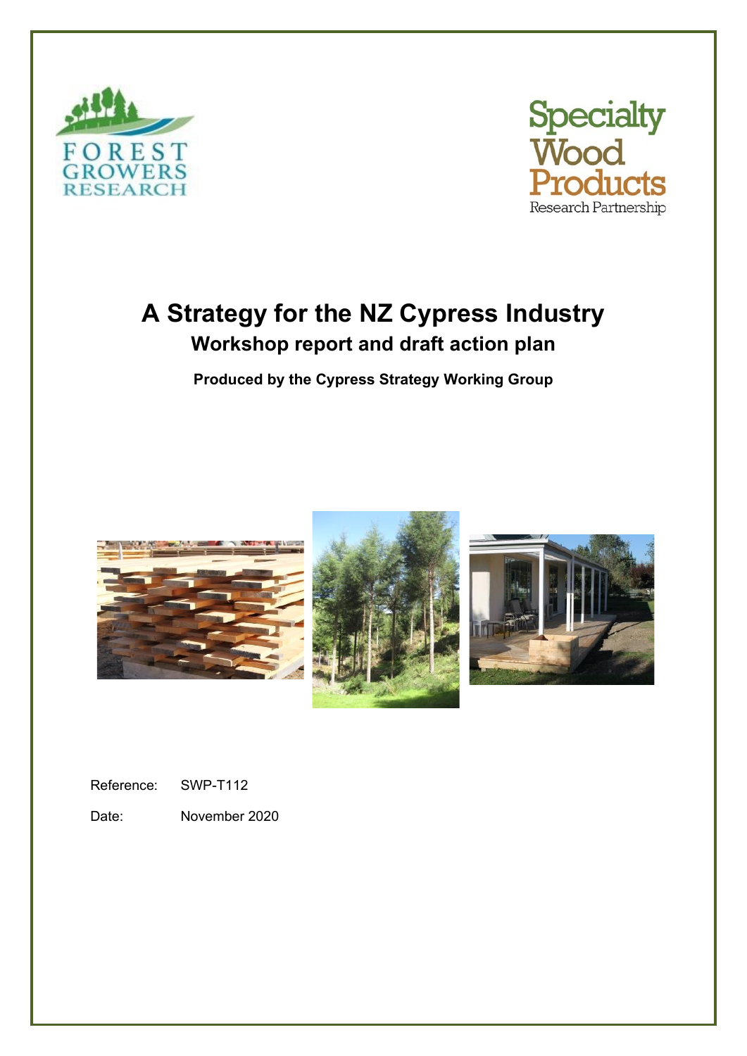# A Strategy for the NZ Cypress Industry

## Workshop report and draft action plan

**Produced by the Cypress Strategy Working Group**

Reference: SWP-T112

Date: November 2020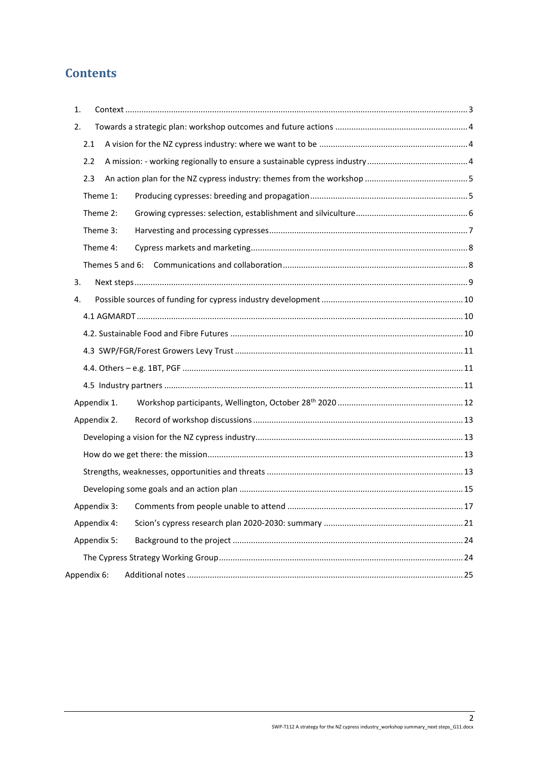# Contents

1. Context ... 3
2. Towards a strategic plan: workshop outcomes and future actions ... 4
   - 2.1 A vision for the NZ cypress industry: where we want to be ... 4
   - 2.2 A mission: - working regionally to ensure a sustainable cypress industry ... 4
   - 2.3 An action plan for the NZ cypress industry: themes from the workshop ... 5
   - Theme 1: Producing cypresses: breeding and propagation ... 5
   - Theme 2: Growing cypresses: selection, establishment and silviculture ... 6
   - Theme 3: Harvesting and processing cypresses ... 7
   - Theme 4: Cypress markets and marketing ... 8
   - Themes 5 and 6: Communications and collaboration ... 8
3. Next steps ... 9
4. Possible sources of funding for cypress industry development ... 10
   - 4.1 AGMARDT ... 10
   - 4.2. Sustainable Food and Fibre Futures ... 10
   - 4.3 SWP/FGR/Forest Growers Levy Trust ... 11
   - 4.4. Others – e.g. 1BT, PGF ... 11
   - 4.5 Industry partners ... 11

Appendix 1. Workshop participants, Wellington, October 28th 2020 ... 12

Appendix 2. Record of workshop discussions ... 13
- Developing a vision for the NZ cypress industry ... 13
- How do we get there: the mission ... 13
- Strengths, weaknesses, opportunities and threats ... 13
- Developing some goals and an action plan ... 15

Appendix 3: Comments from people unable to attend ... 17

Appendix 4: Scion's cypress research plan 2020-2030: summary ... 21

Appendix 5: Background to the project ... 24
- The Cypress Strategy Working Group ... 24

Appendix 6: Additional notes ... 25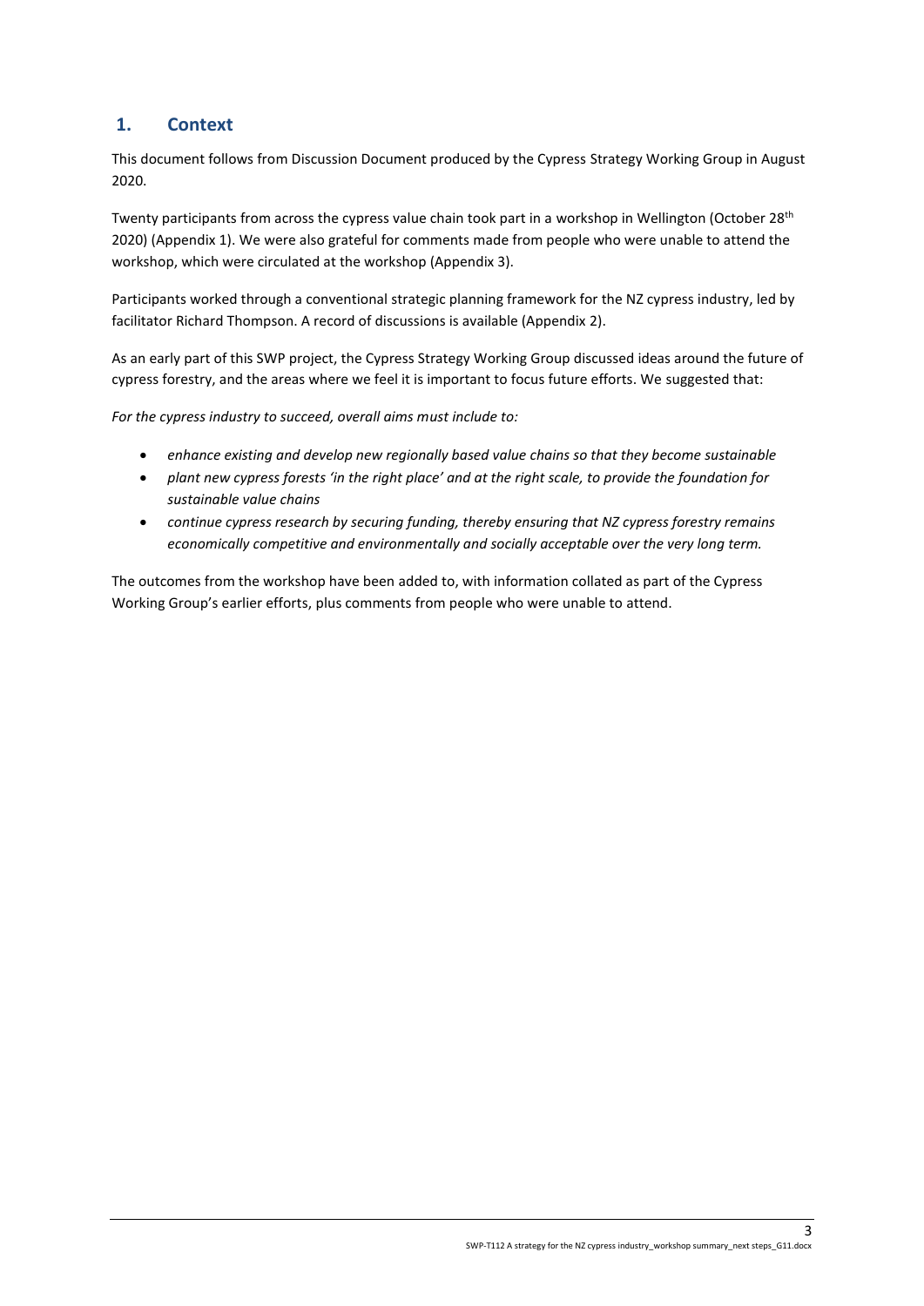## 1. Context

This document follows from Discussion Document produced by the Cypress Strategy Working Group in August 2020.

Twenty participants from across the cypress value chain took part in a workshop in Wellington (October 28th 2020) (Appendix 1). We were also grateful for comments made from people who were unable to attend the workshop, which were circulated at the workshop (Appendix 3).

Participants worked through a conventional strategic planning framework for the NZ cypress industry, led by facilitator Richard Thompson. A record of discussions is available (Appendix 2).

As an early part of this SWP project, the Cypress Strategy Working Group discussed ideas around the future of cypress forestry, and the areas where we feel it is important to focus future efforts. We suggested that:

*For the cypress industry to succeed, overall aims must include to:*

- *enhance existing and develop new regionally based value chains so that they become sustainable*
- *plant new cypress forests 'in the right place' and at the right scale, to provide the foundation for sustainable value chains*
- *continue cypress research by securing funding, thereby ensuring that NZ cypress forestry remains economically competitive and environmentally and socially acceptable over the very long term.*

The outcomes from the workshop have been added to, with information collated as part of the Cypress Working Group's earlier efforts, plus comments from people who were unable to attend.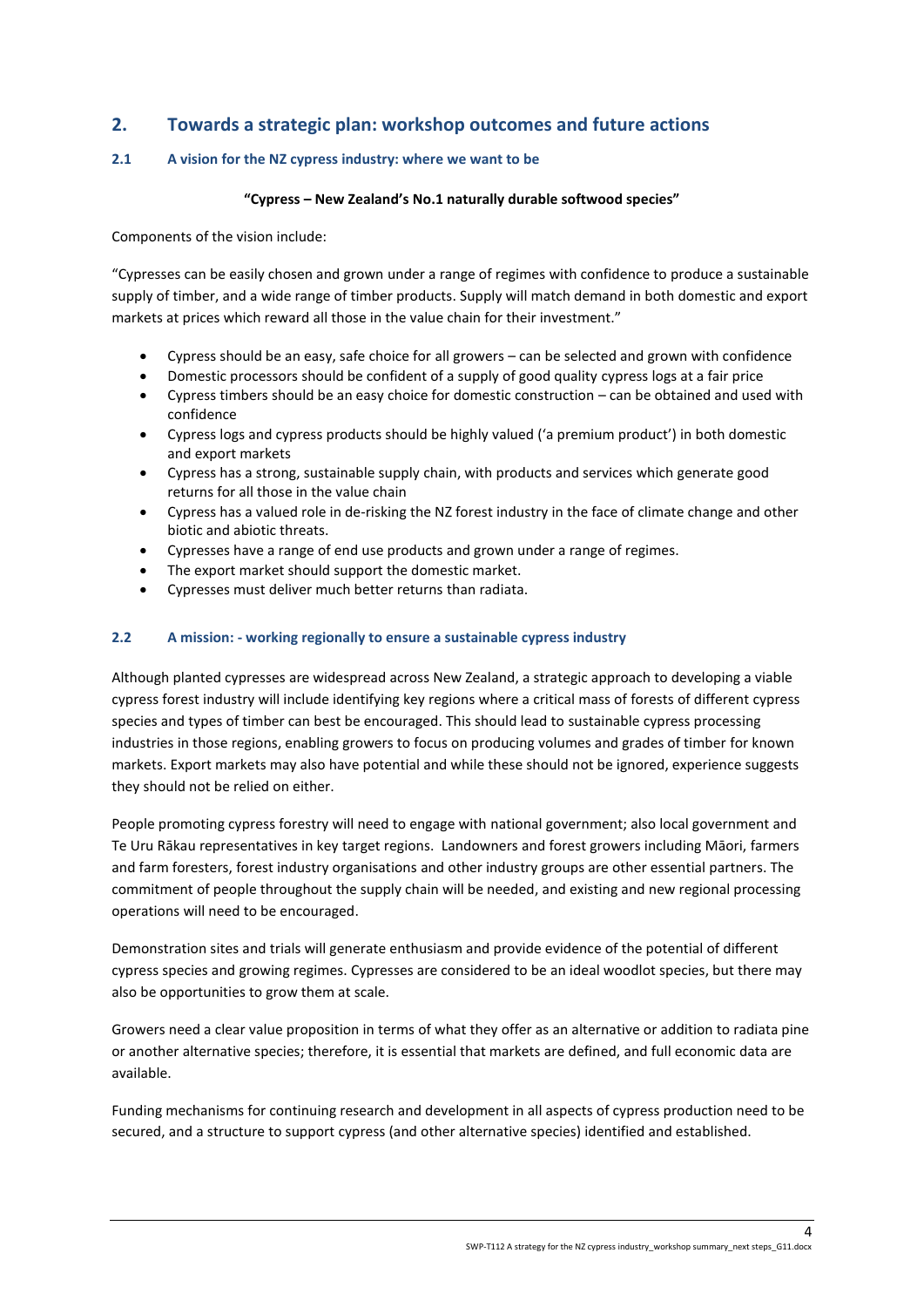## 2. Towards a strategic plan: workshop outcomes and future actions

### 2.1 A vision for the NZ cypress industry: where we want to be

**"Cypress – New Zealand's No.1 naturally durable softwood species"**

Components of the vision include:

"Cypresses can be easily chosen and grown under a range of regimes with confidence to produce a sustainable supply of timber, and a wide range of timber products. Supply will match demand in both domestic and export markets at prices which reward all those in the value chain for their investment."

- Cypress should be an easy, safe choice for all growers – can be selected and grown with confidence
- Domestic processors should be confident of a supply of good quality cypress logs at a fair price
- Cypress timbers should be an easy choice for domestic construction – can be obtained and used with confidence
- Cypress logs and cypress products should be highly valued ('a premium product') in both domestic and export markets
- Cypress has a strong, sustainable supply chain, with products and services which generate good returns for all those in the value chain
- Cypress has a valued role in de-risking the NZ forest industry in the face of climate change and other biotic and abiotic threats.
- Cypresses have a range of end use products and grown under a range of regimes.
- The export market should support the domestic market.
- Cypresses must deliver much better returns than radiata.

### 2.2 A mission: - working regionally to ensure a sustainable cypress industry

Although planted cypresses are widespread across New Zealand, a strategic approach to developing a viable cypress forest industry will include identifying key regions where a critical mass of forests of different cypress species and types of timber can best be encouraged. This should lead to sustainable cypress processing industries in those regions, enabling growers to focus on producing volumes and grades of timber for known markets. Export markets may also have potential and while these should not be ignored, experience suggests they should not be relied on either.

People promoting cypress forestry will need to engage with national government; also local government and Te Uru Rākau representatives in key target regions. Landowners and forest growers including Māori, farmers and farm foresters, forest industry organisations and other industry groups are other essential partners. The commitment of people throughout the supply chain will be needed, and existing and new regional processing operations will need to be encouraged.

Demonstration sites and trials will generate enthusiasm and provide evidence of the potential of different cypress species and growing regimes. Cypresses are considered to be an ideal woodlot species, but there may also be opportunities to grow them at scale.

Growers need a clear value proposition in terms of what they offer as an alternative or addition to radiata pine or another alternative species; therefore, it is essential that markets are defined, and full economic data are available.

Funding mechanisms for continuing research and development in all aspects of cypress production need to be secured, and a structure to support cypress (and other alternative species) identified and established.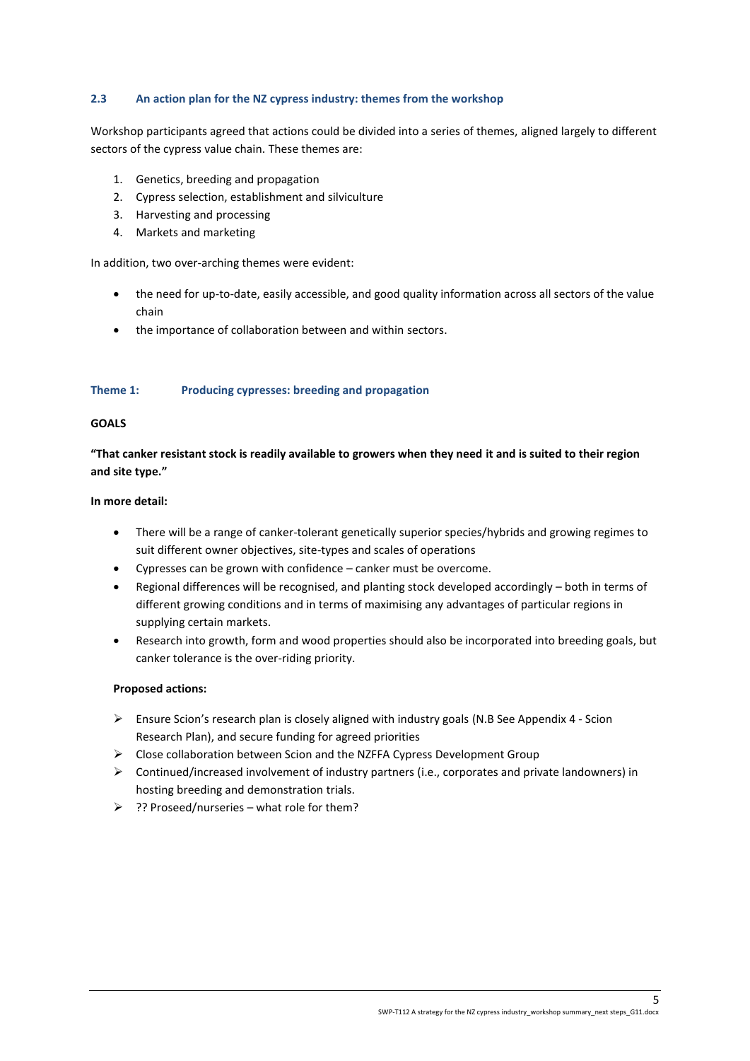### 2.3 An action plan for the NZ cypress industry: themes from the workshop

Workshop participants agreed that actions could be divided into a series of themes, aligned largely to different sectors of the cypress value chain. These themes are:

1. Genetics, breeding and propagation
2. Cypress selection, establishment and silviculture
3. Harvesting and processing
4. Markets and marketing

In addition, two over-arching themes were evident:

- the need for up-to-date, easily accessible, and good quality information across all sectors of the value chain
- the importance of collaboration between and within sectors.

### Theme 1: Producing cypresses: breeding and propagation

**GOALS**

**"That canker resistant stock is readily available to growers when they need it and is suited to their region and site type."**

**In more detail:**

- There will be a range of canker-tolerant genetically superior species/hybrids and growing regimes to suit different owner objectives, site-types and scales of operations
- Cypresses can be grown with confidence – canker must be overcome.
- Regional differences will be recognised, and planting stock developed accordingly – both in terms of different growing conditions and in terms of maximising any advantages of particular regions in supplying certain markets.
- Research into growth, form and wood properties should also be incorporated into breeding goals, but canker tolerance is the over-riding priority.

**Proposed actions:**

- Ensure Scion's research plan is closely aligned with industry goals (N.B See Appendix 4 - Scion Research Plan), and secure funding for agreed priorities
- Close collaboration between Scion and the NZFFA Cypress Development Group
- Continued/increased involvement of industry partners (i.e., corporates and private landowners) in hosting breeding and demonstration trials.
- ?? Proseed/nurseries – what role for them?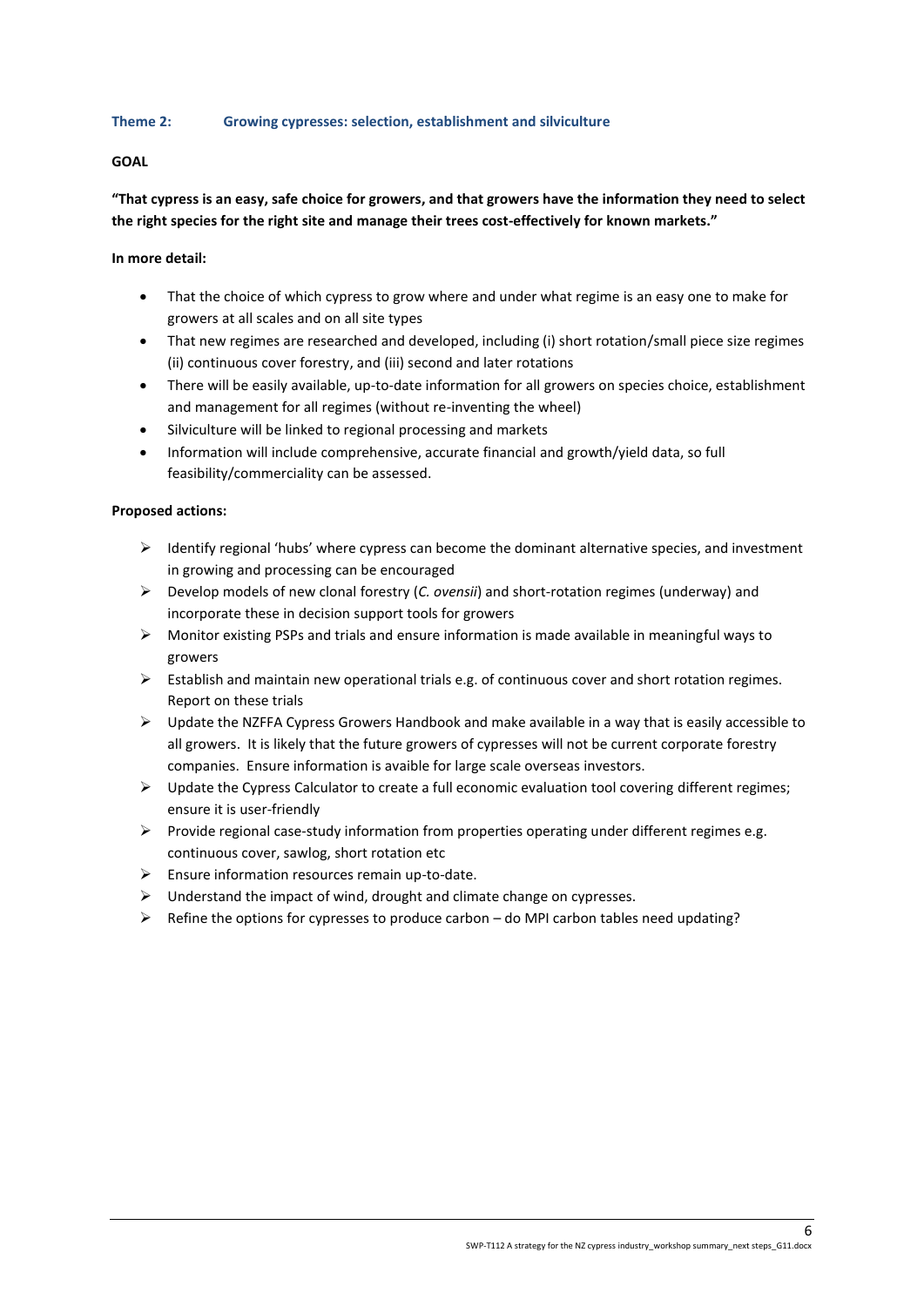### Theme 2: Growing cypresses: selection, establishment and silviculture

**GOAL**

**"That cypress is an easy, safe choice for growers, and that growers have the information they need to select the right species for the right site and manage their trees cost-effectively for known markets."**

**In more detail:**

- That the choice of which cypress to grow where and under what regime is an easy one to make for growers at all scales and on all site types
- That new regimes are researched and developed, including (i) short rotation/small piece size regimes (ii) continuous cover forestry, and (iii) second and later rotations
- There will be easily available, up-to-date information for all growers on species choice, establishment and management for all regimes (without re-inventing the wheel)
- Silviculture will be linked to regional processing and markets
- Information will include comprehensive, accurate financial and growth/yield data, so full feasibility/commerciality can be assessed.

**Proposed actions:**

- Identify regional 'hubs' where cypress can become the dominant alternative species, and investment in growing and processing can be encouraged
- Develop models of new clonal forestry (*C. ovensii*) and short-rotation regimes (underway) and incorporate these in decision support tools for growers
- Monitor existing PSPs and trials and ensure information is made available in meaningful ways to growers
- Establish and maintain new operational trials e.g. of continuous cover and short rotation regimes. Report on these trials
- Update the NZFFA Cypress Growers Handbook and make available in a way that is easily accessible to all growers. It is likely that the future growers of cypresses will not be current corporate forestry companies. Ensure information is avaible for large scale overseas investors.
- Update the Cypress Calculator to create a full economic evaluation tool covering different regimes; ensure it is user-friendly
- Provide regional case-study information from properties operating under different regimes e.g. continuous cover, sawlog, short rotation etc
- Ensure information resources remain up-to-date.
- Understand the impact of wind, drought and climate change on cypresses.
- Refine the options for cypresses to produce carbon – do MPI carbon tables need updating?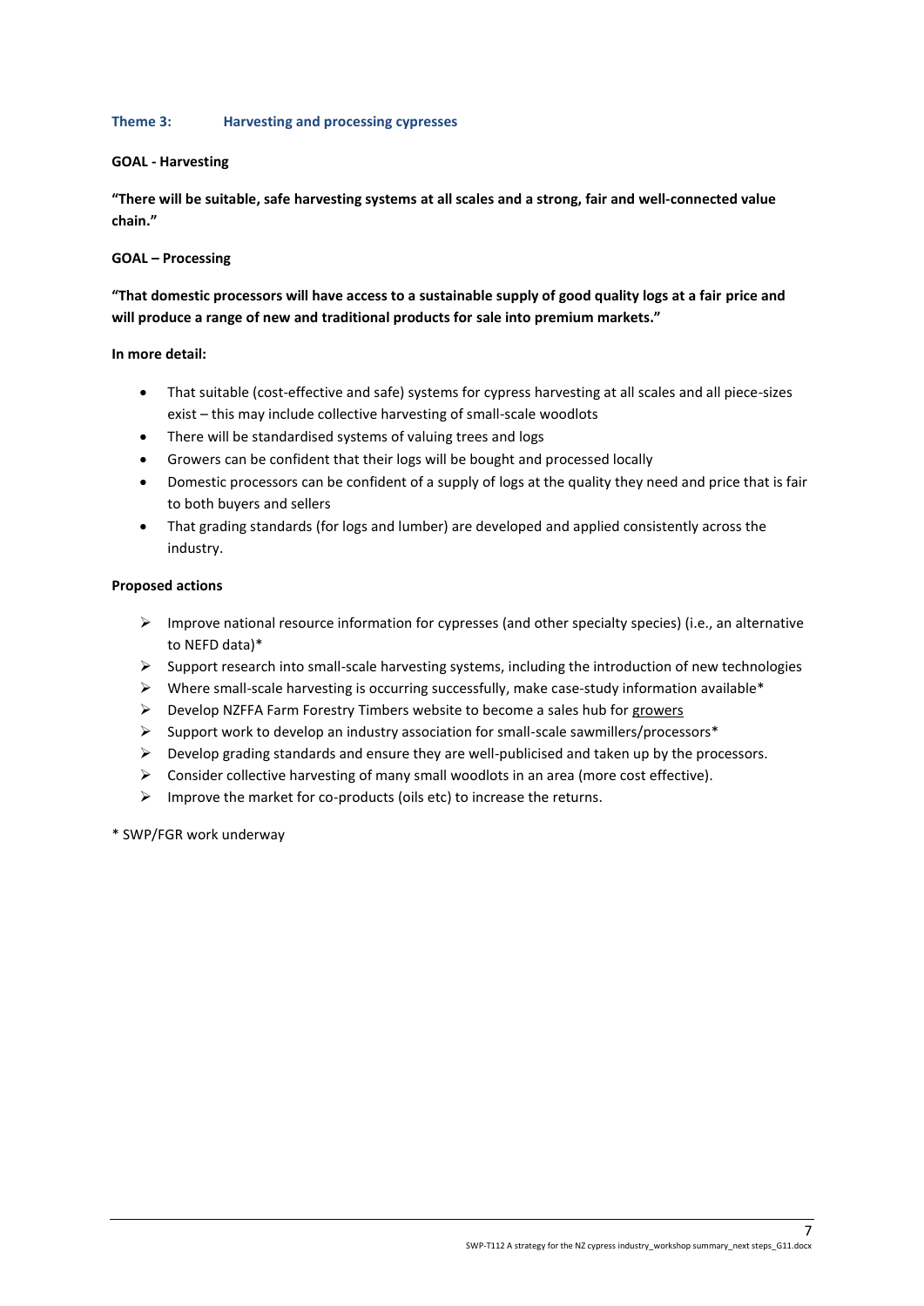### Theme 3: Harvesting and processing cypresses

**GOAL - Harvesting**

**"There will be suitable, safe harvesting systems at all scales and a strong, fair and well-connected value chain."**

**GOAL – Processing**

**"That domestic processors will have access to a sustainable supply of good quality logs at a fair price and will produce a range of new and traditional products for sale into premium markets."**

**In more detail:**

- That suitable (cost-effective and safe) systems for cypress harvesting at all scales and all piece-sizes exist – this may include collective harvesting of small-scale woodlots
- There will be standardised systems of valuing trees and logs
- Growers can be confident that their logs will be bought and processed locally
- Domestic processors can be confident of a supply of logs at the quality they need and price that is fair to both buyers and sellers
- That grading standards (for logs and lumber) are developed and applied consistently across the industry.

**Proposed actions**

- Improve national resource information for cypresses (and other specialty species) (i.e., an alternative to NEFD data)*
- Support research into small-scale harvesting systems, including the introduction of new technologies
- Where small-scale harvesting is occurring successfully, make case-study information available*
- Develop NZFFA Farm Forestry Timbers website to become a sales hub for growers
- Support work to develop an industry association for small-scale sawmillers/processors*
- Develop grading standards and ensure they are well-publicised and taken up by the processors.
- Consider collective harvesting of many small woodlots in an area (more cost effective).
- Improve the market for co-products (oils etc) to increase the returns.

\* SWP/FGR work underway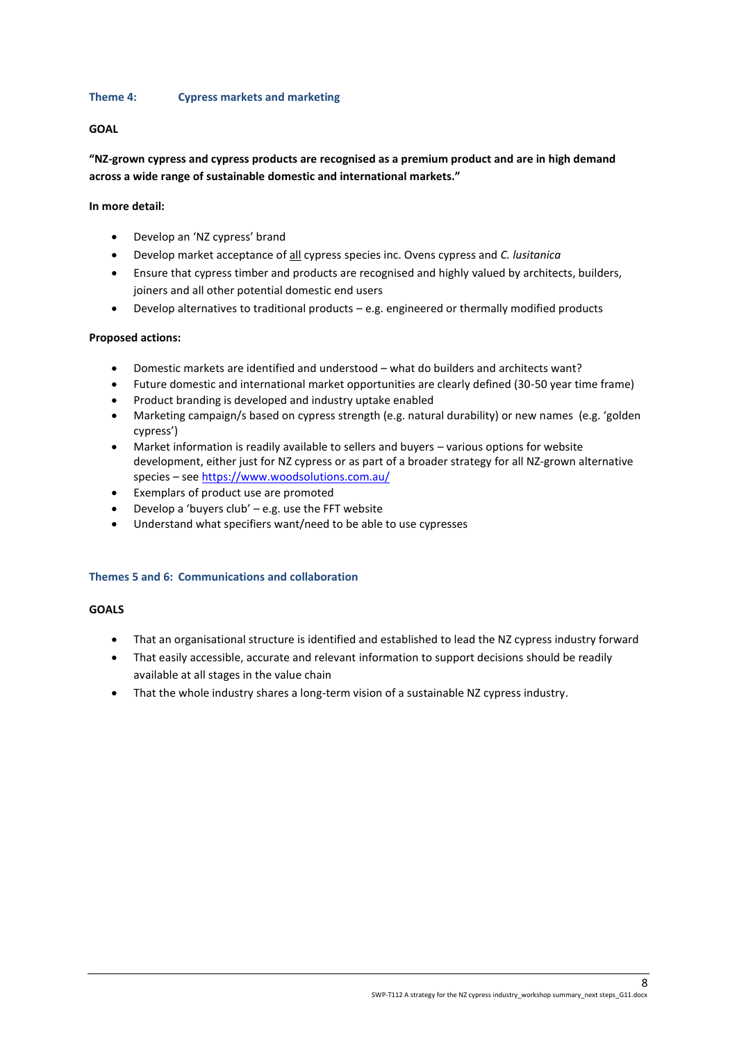### Theme 4: Cypress markets and marketing

**GOAL**

**"NZ-grown cypress and cypress products are recognised as a premium product and are in high demand across a wide range of sustainable domestic and international markets."**

**In more detail:**

- Develop an 'NZ cypress' brand
- Develop market acceptance of <u>all</u> cypress species inc. Ovens cypress and *C. lusitanica*
- Ensure that cypress timber and products are recognised and highly valued by architects, builders, joiners and all other potential domestic end users
- Develop alternatives to traditional products – e.g. engineered or thermally modified products

**Proposed actions:**

- Domestic markets are identified and understood – what do builders and architects want?
- Future domestic and international market opportunities are clearly defined (30-50 year time frame)
- Product branding is developed and industry uptake enabled
- Marketing campaign/s based on cypress strength (e.g. natural durability) or new names (e.g. 'golden cypress')
- Market information is readily available to sellers and buyers – various options for website development, either just for NZ cypress or as part of a broader strategy for all NZ-grown alternative species – see https://www.woodsolutions.com.au/
- Exemplars of product use are promoted
- Develop a 'buyers club' – e.g. use the FFT website
- Understand what specifiers want/need to be able to use cypresses

### Themes 5 and 6: Communications and collaboration

**GOALS**

- That an organisational structure is identified and established to lead the NZ cypress industry forward
- That easily accessible, accurate and relevant information to support decisions should be readily available at all stages in the value chain
- That the whole industry shares a long-term vision of a sustainable NZ cypress industry.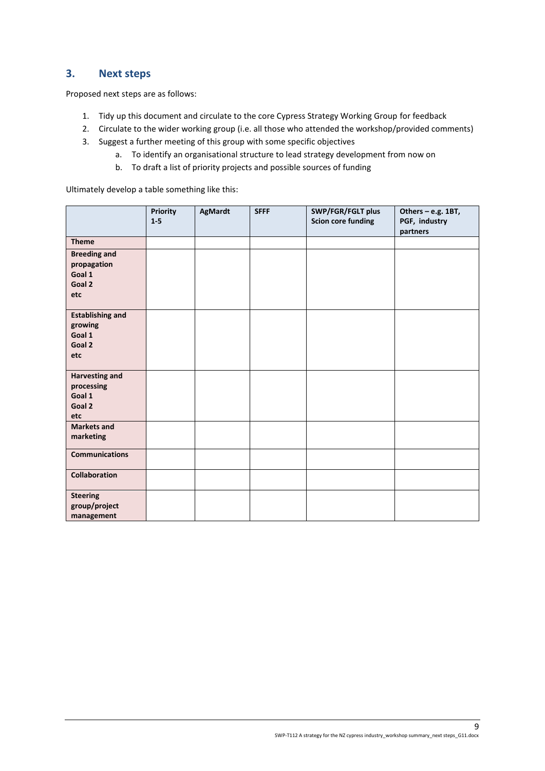## 3. Next steps

Proposed next steps are as follows:

1. Tidy up this document and circulate to the core Cypress Strategy Working Group for feedback
2. Circulate to the wider working group (i.e. all those who attended the workshop/provided comments)
3. Suggest a further meeting of this group with some specific objectives
   a. To identify an organisational structure to lead strategy development from now on
   b. To draft a list of priority projects and possible sources of funding

Ultimately develop a table something like this:

| | **Priority 1-5** | **AgMardt** | **SFFF** | **SWP/FGR/FGLT plus Scion core funding** | **Others – e.g. 1BT, PGF, industry partners** |
|---|---|---|---|---|---|
| **Theme** | | | | | |
| **Breeding and propagation Goal 1 Goal 2 etc** | | | | | |
| **Establishing and growing Goal 1 Goal 2 etc** | | | | | |
| **Harvesting and processing Goal 1 Goal 2 etc** | | | | | |
| **Markets and marketing** | | | | | |
| **Communications** | | | | | |
| **Collaboration** | | | | | |
| **Steering group/project management** | | | | | |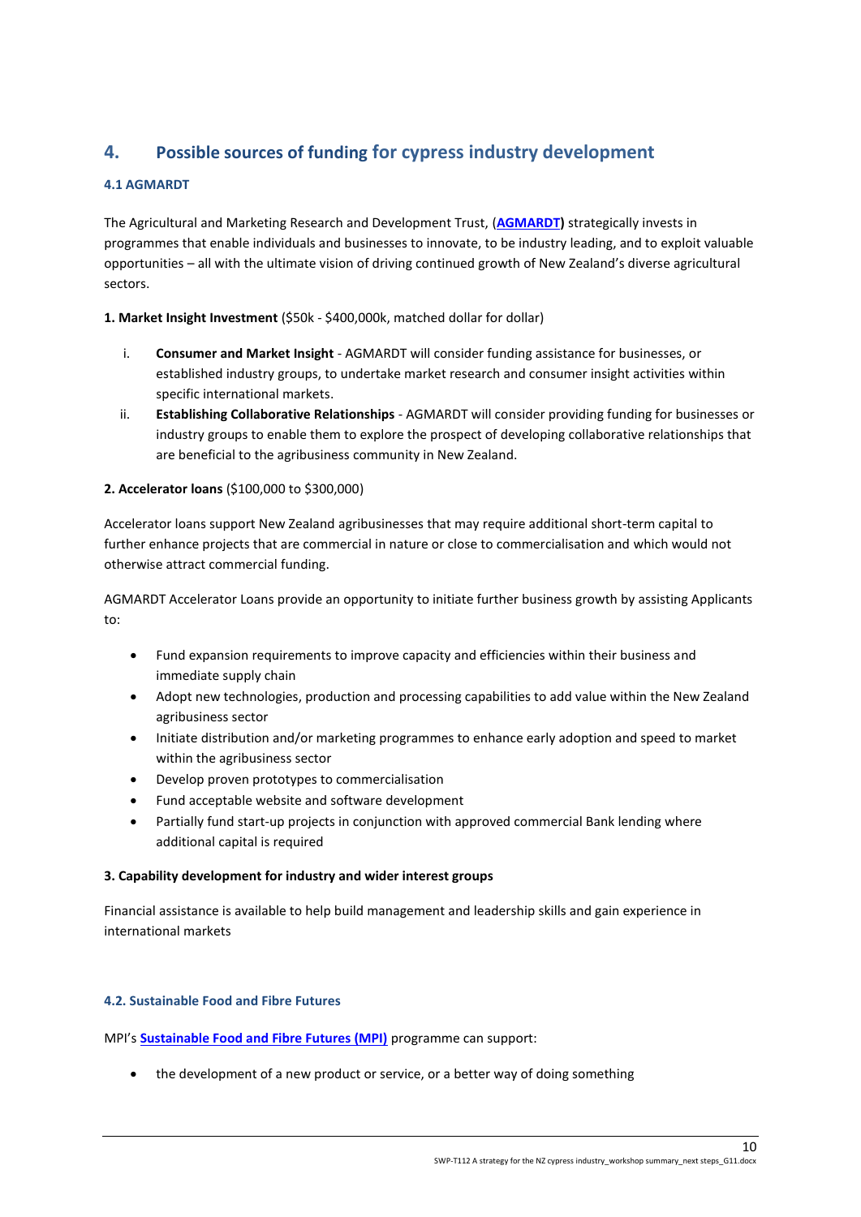## 4. Possible sources of funding for cypress industry development

### 4.1 AGMARDT

The Agricultural and Marketing Research and Development Trust, (**AGMARDT)** strategically invests in programmes that enable individuals and businesses to innovate, to be industry leading, and to exploit valuable opportunities – all with the ultimate vision of driving continued growth of New Zealand's diverse agricultural sectors.

**1. Market Insight Investment** ($50k - $400,000k, matched dollar for dollar)

i. **Consumer and Market Insight** - AGMARDT will consider funding assistance for businesses, or established industry groups, to undertake market research and consumer insight activities within specific international markets.

ii. **Establishing Collaborative Relationships** - AGMARDT will consider providing funding for businesses or industry groups to enable them to explore the prospect of developing collaborative relationships that are beneficial to the agribusiness community in New Zealand.

**2. Accelerator loans** ($100,000 to $300,000)

Accelerator loans support New Zealand agribusinesses that may require additional short-term capital to further enhance projects that are commercial in nature or close to commercialisation and which would not otherwise attract commercial funding.

AGMARDT Accelerator Loans provide an opportunity to initiate further business growth by assisting Applicants to:

- Fund expansion requirements to improve capacity and efficiencies within their business and immediate supply chain
- Adopt new technologies, production and processing capabilities to add value within the New Zealand agribusiness sector
- Initiate distribution and/or marketing programmes to enhance early adoption and speed to market within the agribusiness sector
- Develop proven prototypes to commercialisation
- Fund acceptable website and software development
- Partially fund start-up projects in conjunction with approved commercial Bank lending where additional capital is required

**3. Capability development for industry and wider interest groups**

Financial assistance is available to help build management and leadership skills and gain experience in international markets

### 4.2. Sustainable Food and Fibre Futures

MPI's **Sustainable Food and Fibre Futures (MPI)** programme can support:

- the development of a new product or service, or a better way of doing something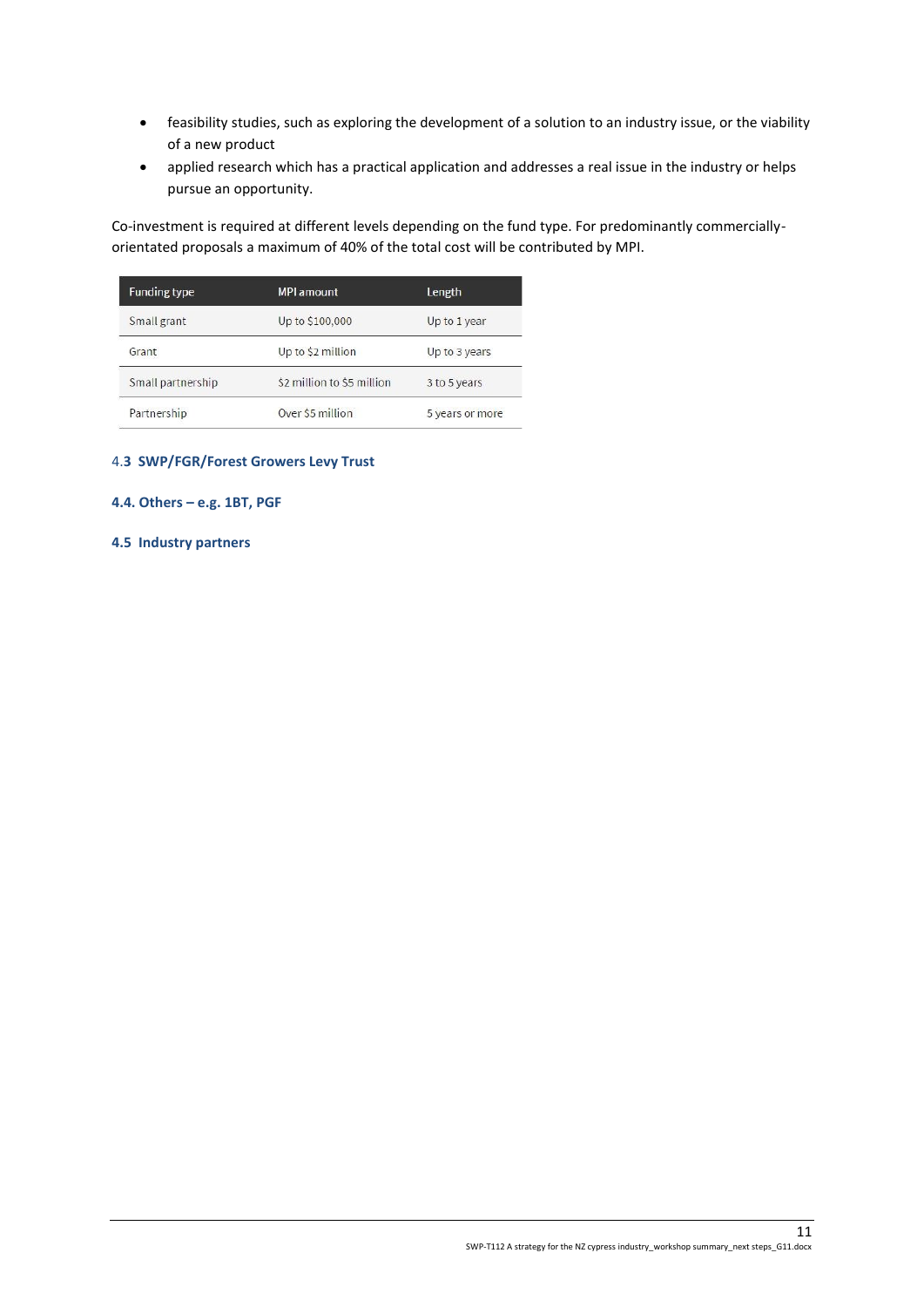- feasibility studies, such as exploring the development of a solution to an industry issue, or the viability of a new product
- applied research which has a practical application and addresses a real issue in the industry or helps pursue an opportunity.

Co-investment is required at different levels depending on the fund type. For predominantly commercially-orientated proposals a maximum of 40% of the total cost will be contributed by MPI.

| Funding type | MPI amount | Length |
|---|---|---|
| Small grant | Up to $100,000 | Up to 1 year |
| Grant | Up to $2 million | Up to 3 years |
| Small partnership | $2 million to $5 million | 3 to 5 years |
| Partnership | Over $5 million | 5 years or more |

### 4.3 SWP/FGR/Forest Growers Levy Trust

### 4.4. Others – e.g. 1BT, PGF

### 4.5 Industry partners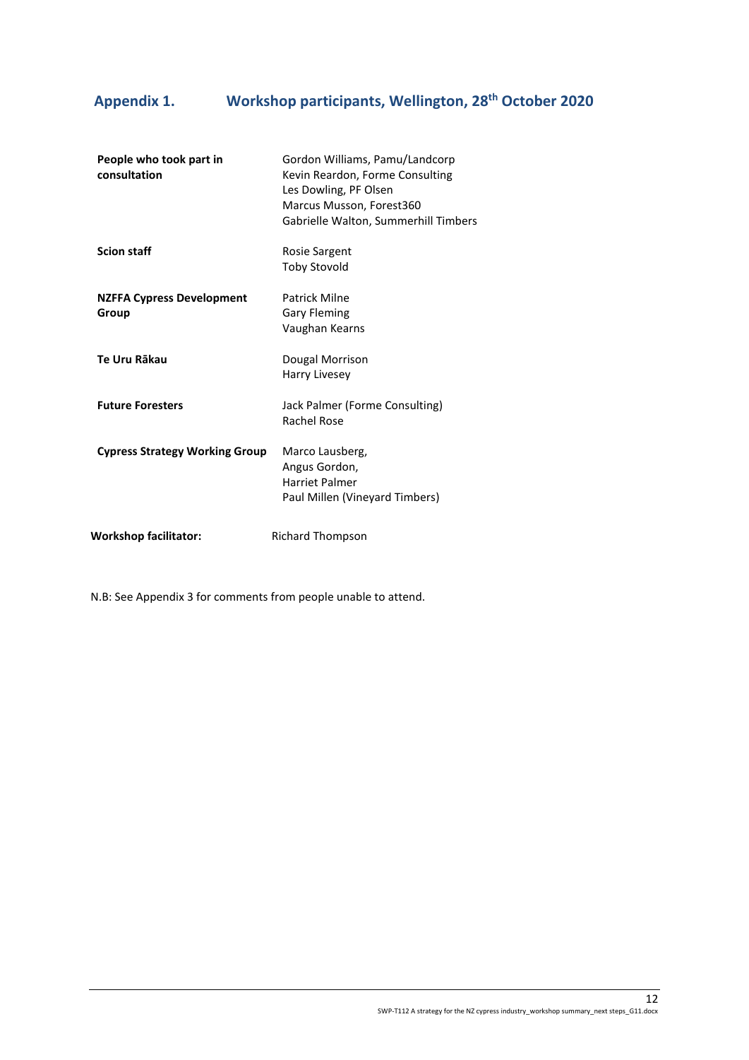## Appendix 1. Workshop participants, Wellington, 28th October 2020

| | |
|---|---|
| **People who took part in consultation** | Gordon Williams, Pamu/Landcorp<br>Kevin Reardon, Forme Consulting<br>Les Dowling, PF Olsen<br>Marcus Musson, Forest360<br>Gabrielle Walton, Summerhill Timbers |
| **Scion staff** | Rosie Sargent<br>Toby Stovold |
| **NZFFA Cypress Development Group** | Patrick Milne<br>Gary Fleming<br>Vaughan Kearns |
| **Te Uru Rākau** | Dougal Morrison<br>Harry Livesey |
| **Future Foresters** | Jack Palmer (Forme Consulting)<br>Rachel Rose |
| **Cypress Strategy Working Group** | Marco Lausberg,<br>Angus Gordon,<br>Harriet Palmer<br>Paul Millen (Vineyard Timbers) |

**Workshop facilitator:** Richard Thompson

N.B: See Appendix 3 for comments from people unable to attend.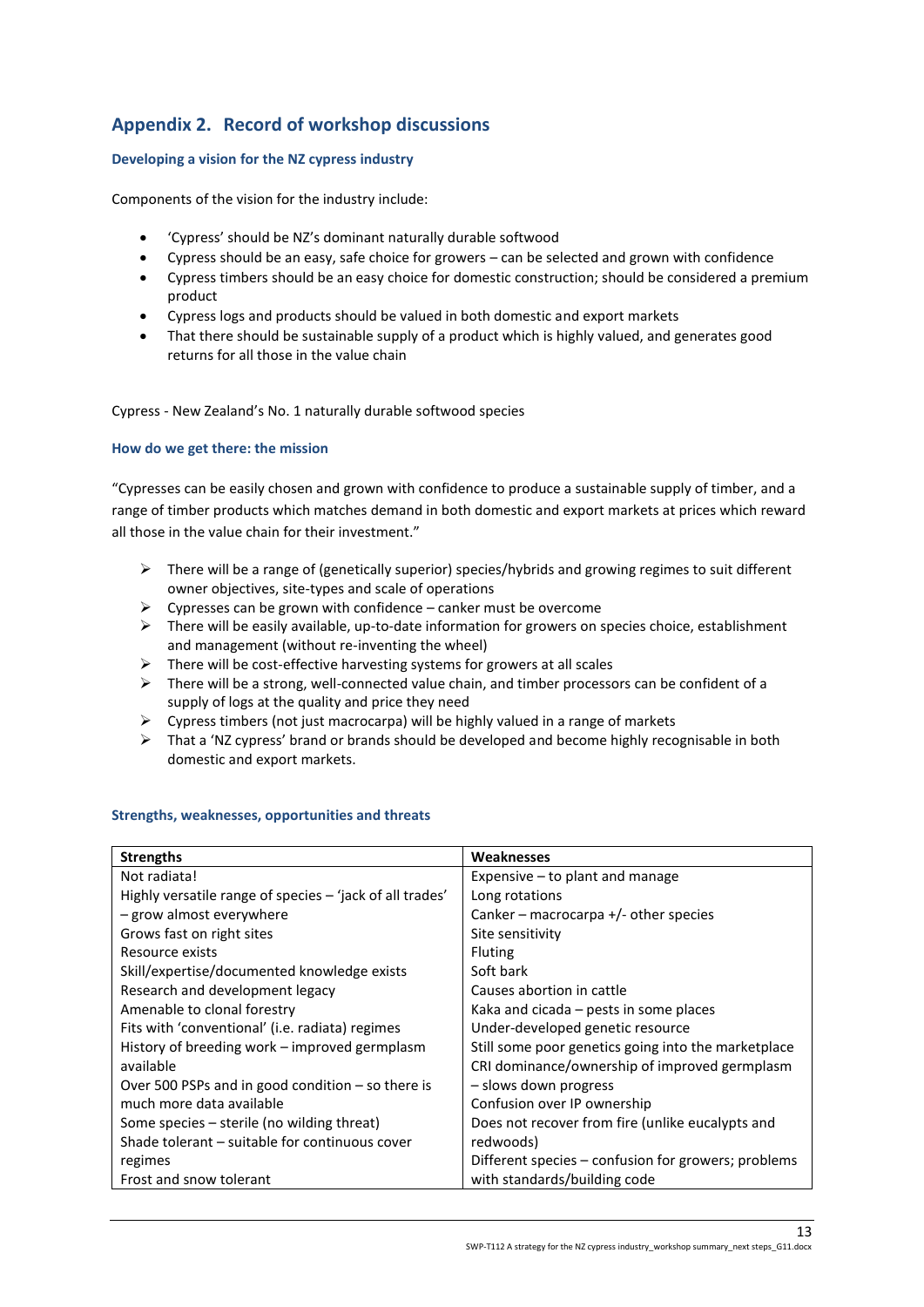# Appendix 2. Record of workshop discussions

### Developing a vision for the NZ cypress industry

Components of the vision for the industry include:

- 'Cypress' should be NZ's dominant naturally durable softwood
- Cypress should be an easy, safe choice for growers – can be selected and grown with confidence
- Cypress timbers should be an easy choice for domestic construction; should be considered a premium product
- Cypress logs and products should be valued in both domestic and export markets
- That there should be sustainable supply of a product which is highly valued, and generates good returns for all those in the value chain

Cypress - New Zealand's No. 1 naturally durable softwood species

### How do we get there: the mission

"Cypresses can be easily chosen and grown with confidence to produce a sustainable supply of timber, and a range of timber products which matches demand in both domestic and export markets at prices which reward all those in the value chain for their investment."

- There will be a range of (genetically superior) species/hybrids and growing regimes to suit different owner objectives, site-types and scale of operations
- Cypresses can be grown with confidence – canker must be overcome
- There will be easily available, up-to-date information for growers on species choice, establishment and management (without re-inventing the wheel)
- There will be cost-effective harvesting systems for growers at all scales
- There will be a strong, well-connected value chain, and timber processors can be confident of a supply of logs at the quality and price they need
- Cypress timbers (not just macrocarpa) will be highly valued in a range of markets
- That a 'NZ cypress' brand or brands should be developed and become highly recognisable in both domestic and export markets.

### Strengths, weaknesses, opportunities and threats

| Strengths | Weaknesses |
|---|---|
| Not radiata! | Expensive – to plant and manage |
| Highly versatile range of species – 'jack of all trades' – grow almost everywhere | Long rotations |
| | Canker – macrocarpa +/- other species |
| Grows fast on right sites | Site sensitivity |
| Resource exists | Fluting |
| Skill/expertise/documented knowledge exists | Soft bark |
| Research and development legacy | Causes abortion in cattle |
| Amenable to clonal forestry | Kaka and cicada – pests in some places |
| Fits with 'conventional' (i.e. radiata) regimes | Under-developed genetic resource |
| History of breeding work – improved germplasm available | Still some poor genetics going into the marketplace |
| | CRI dominance/ownership of improved germplasm – slows down progress |
| Over 500 PSPs and in good condition – so there is much more data available | Confusion over IP ownership |
| Some species – sterile (no wilding threat) | Does not recover from fire (unlike eucalypts and redwoods) |
| Shade tolerant – suitable for continuous cover regimes | Different species – confusion for growers; problems with standards/building code |
| Frost and snow tolerant | |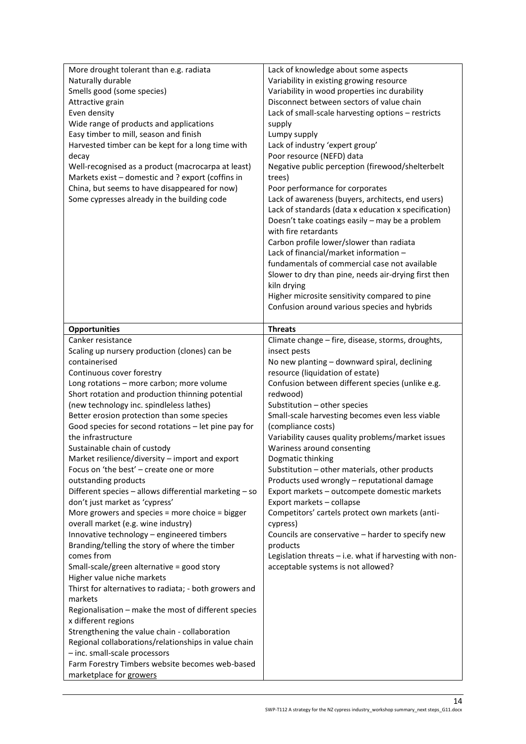| | |
|---|---|
| More drought tolerant than e.g. radiata<br>Naturally durable<br>Smells good (some species)<br>Attractive grain<br>Even density<br>Wide range of products and applications<br>Easy timber to mill, season and finish<br>Harvested timber can be kept for a long time with decay<br>Well-recognised as a product (macrocarpa at least)<br>Markets exist – domestic and ? export (coffins in China, but seems to have disappeared for now)<br>Some cypresses already in the building code | Lack of knowledge about some aspects<br>Variability in existing growing resource<br>Variability in wood properties inc durability<br>Disconnect between sectors of value chain<br>Lack of small-scale harvesting options – restricts supply<br>Lumpy supply<br>Lack of industry 'expert group'<br>Poor resource (NEFD) data<br>Negative public perception (firewood/shelterbelt trees)<br>Poor performance for corporates<br>Lack of awareness (buyers, architects, end users)<br>Lack of standards (data x education x specification)<br>Doesn't take coatings easily – may be a problem with fire retardants<br>Carbon profile lower/slower than radiata<br>Lack of financial/market information – fundamentals of commercial case not available<br>Slower to dry than pine, needs air-drying first then kiln drying<br>Higher microsite sensitivity compared to pine<br>Confusion around various species and hybrids |
| **Opportunities** | **Threats** |
| Canker resistance<br>Scaling up nursery production (clones) can be containerised<br>Continuous cover forestry<br>Long rotations – more carbon; more volume<br>Short rotation and production thinning potential (new technology inc. spindleless lathes)<br>Better erosion protection than some species<br>Good species for second rotations – let pine pay for the infrastructure<br>Sustainable chain of custody<br>Market resilience/diversity – import and export<br>Focus on 'the best' – create one or more outstanding products<br>Different species – allows differential marketing – so don't just market as 'cypress'<br>More growers and species = more choice = bigger overall market (e.g. wine industry)<br>Innovative technology – engineered timbers<br>Branding/telling the story of where the timber comes from<br>Small-scale/green alternative = good story<br>Higher value niche markets<br>Thirst for alternatives to radiata; - both growers and markets<br>Regionalisation – make the most of different species x different regions<br>Strengthening the value chain - collaboration<br>Regional collaborations/relationships in value chain – inc. small-scale processors<br>Farm Forestry Timbers website becomes web-based marketplace for growers | Climate change – fire, disease, storms, droughts, insect pests<br>No new planting – downward spiral, declining resource (liquidation of estate)<br>Confusion between different species (unlike e.g. redwood)<br>Substitution – other species<br>Small-scale harvesting becomes even less viable (compliance costs)<br>Variability causes quality problems/market issues<br>Wariness around consenting<br>Dogmatic thinking<br>Substitution – other materials, other products<br>Products used wrongly – reputational damage<br>Export markets – outcompete domestic markets<br>Export markets – collapse<br>Competitors' cartels protect own markets (anti-cypress)<br>Councils are conservative – harder to specify new products<br>Legislation threats – i.e. what if harvesting with non-acceptable systems is not allowed? |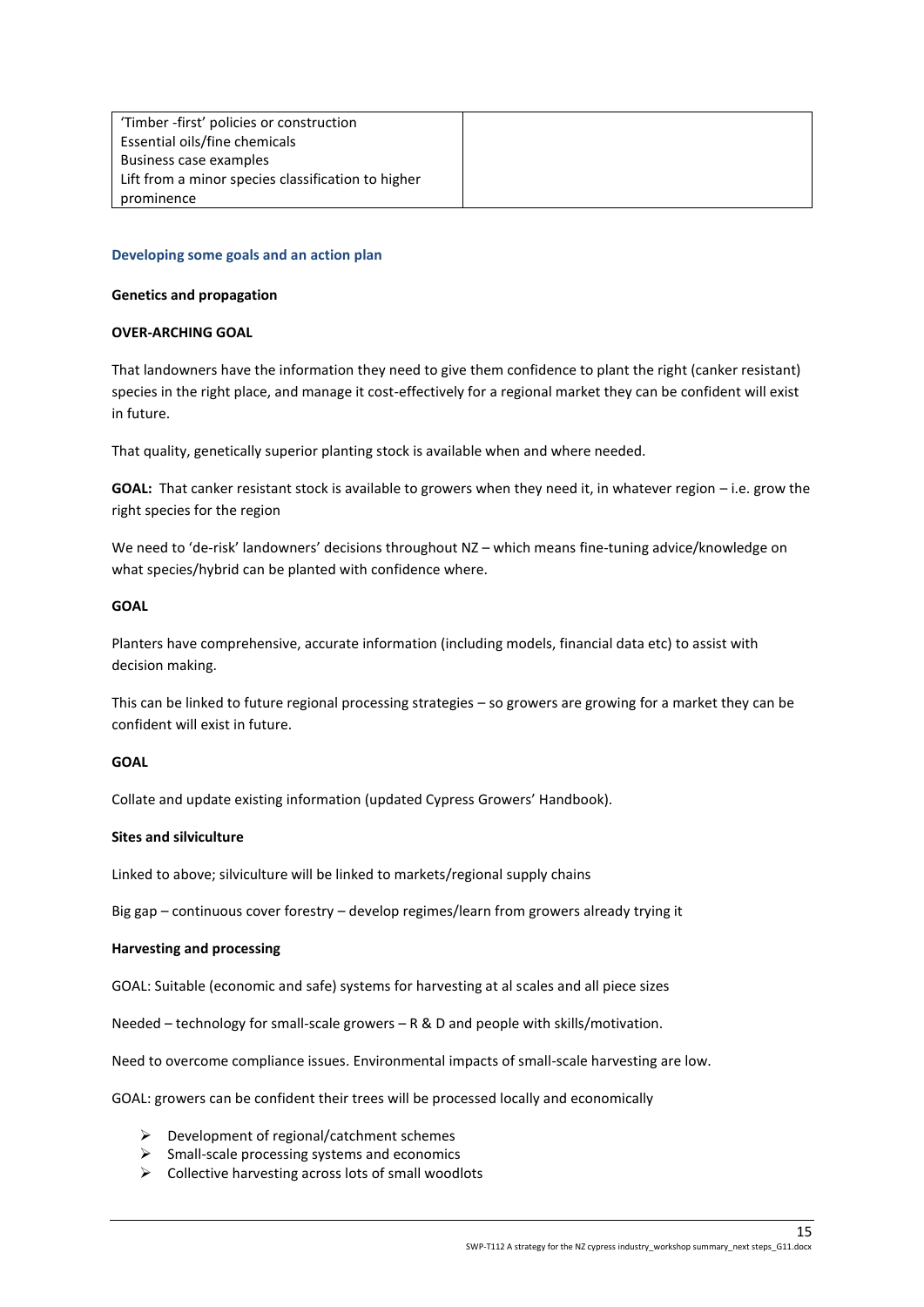| | |
|---|---|
| 'Timber -first' policies or construction<br>Essential oils/fine chemicals<br>Business case examples<br>Lift from a minor species classification to higher prominence | |

## Developing some goals and an action plan

**Genetics and propagation**

**OVER-ARCHING GOAL**

That landowners have the information they need to give them confidence to plant the right (canker resistant) species in the right place, and manage it cost-effectively for a regional market they can be confident will exist in future.

That quality, genetically superior planting stock is available when and where needed.

**GOAL:** That canker resistant stock is available to growers when they need it, in whatever region – i.e. grow the right species for the region

We need to 'de-risk' landowners' decisions throughout NZ – which means fine-tuning advice/knowledge on what species/hybrid can be planted with confidence where.

**GOAL**

Planters have comprehensive, accurate information (including models, financial data etc) to assist with decision making.

This can be linked to future regional processing strategies – so growers are growing for a market they can be confident will exist in future.

**GOAL**

Collate and update existing information (updated Cypress Growers' Handbook).

**Sites and silviculture**

Linked to above; silviculture will be linked to markets/regional supply chains

Big gap – continuous cover forestry – develop regimes/learn from growers already trying it

**Harvesting and processing**

GOAL: Suitable (economic and safe) systems for harvesting at al scales and all piece sizes

Needed – technology for small-scale growers – R & D and people with skills/motivation.

Need to overcome compliance issues. Environmental impacts of small-scale harvesting are low.

GOAL: growers can be confident their trees will be processed locally and economically

- Development of regional/catchment schemes
- Small-scale processing systems and economics
- Collective harvesting across lots of small woodlots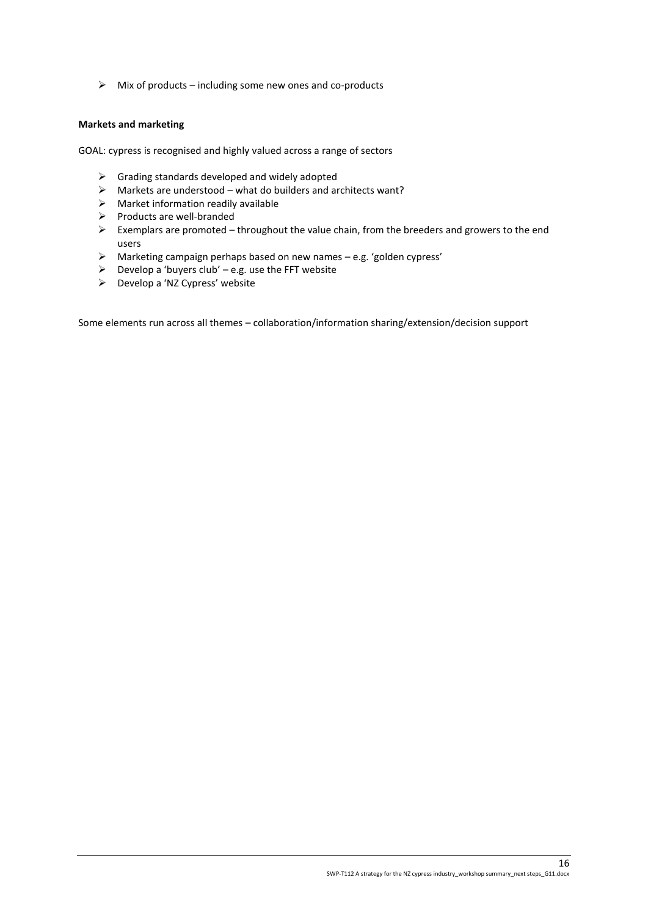- Mix of products – including some new ones and co-products

**Markets and marketing**

GOAL: cypress is recognised and highly valued across a range of sectors

- Grading standards developed and widely adopted
- Markets are understood – what do builders and architects want?
- Market information readily available
- Products are well-branded
- Exemplars are promoted – throughout the value chain, from the breeders and growers to the end users
- Marketing campaign perhaps based on new names – e.g. 'golden cypress'
- Develop a 'buyers club' – e.g. use the FFT website
- Develop a 'NZ Cypress' website

Some elements run across all themes – collaboration/information sharing/extension/decision support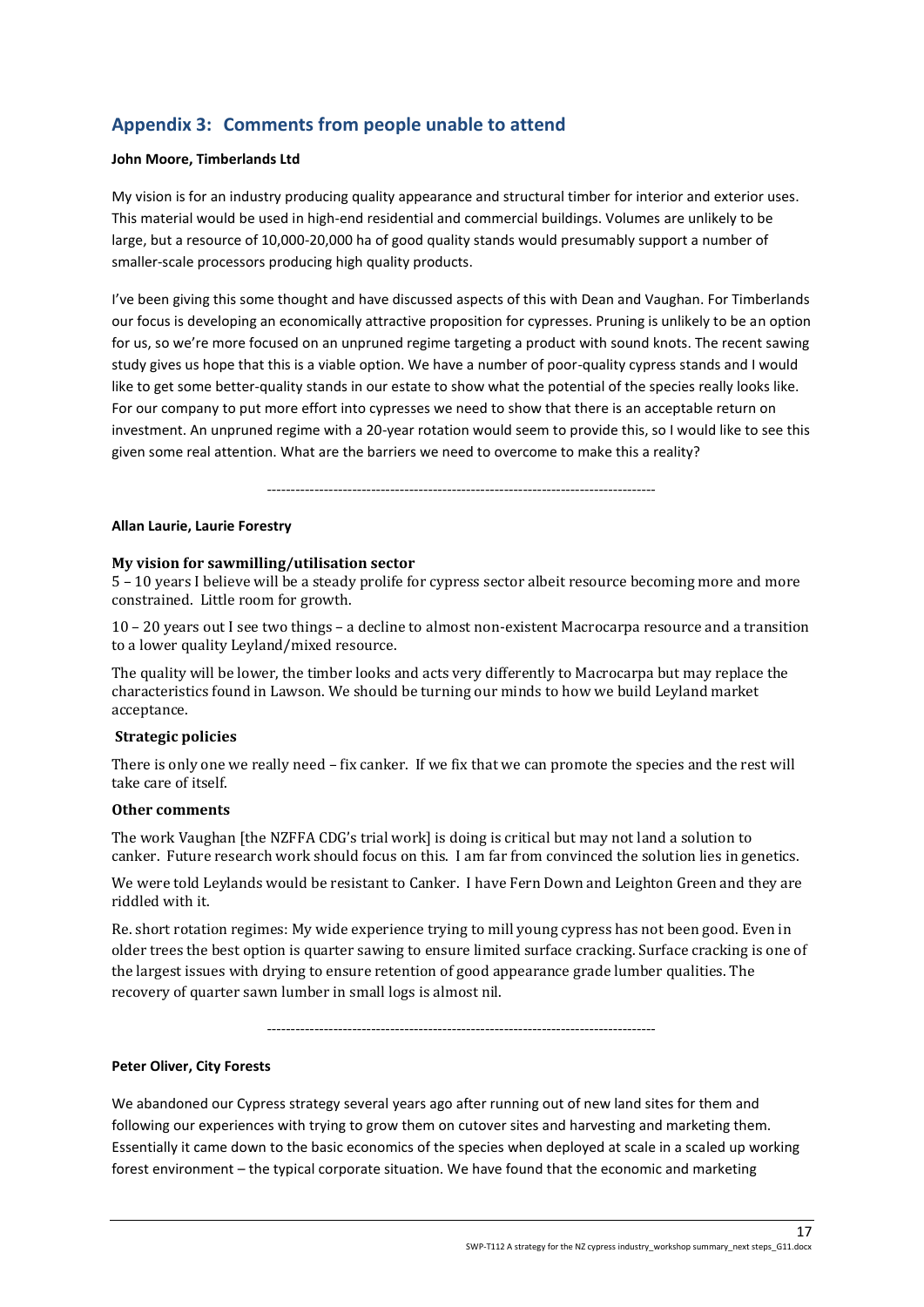## Appendix 3: Comments from people unable to attend

**John Moore, Timberlands Ltd**

My vision is for an industry producing quality appearance and structural timber for interior and exterior uses. This material would be used in high-end residential and commercial buildings. Volumes are unlikely to be large, but a resource of 10,000-20,000 ha of good quality stands would presumably support a number of smaller-scale processors producing high quality products.

I've been giving this some thought and have discussed aspects of this with Dean and Vaughan. For Timberlands our focus is developing an economically attractive proposition for cypresses. Pruning is unlikely to be an option for us, so we're more focused on an unpruned regime targeting a product with sound knots. The recent sawing study gives us hope that this is a viable option. We have a number of poor-quality cypress stands and I would like to get some better-quality stands in our estate to show what the potential of the species really looks like. For our company to put more effort into cypresses we need to show that there is an acceptable return on investment. An unpruned regime with a 20-year rotation would seem to provide this, so I would like to see this given some real attention. What are the barriers we need to overcome to make this a reality?

---

**Allan Laurie, Laurie Forestry**

**My vision for sawmilling/utilisation sector**

5 – 10 years I believe will be a steady prolife for cypress sector albeit resource becoming more and more constrained. Little room for growth.

10 – 20 years out I see two things – a decline to almost non-existent Macrocarpa resource and a transition to a lower quality Leyland/mixed resource.

The quality will be lower, the timber looks and acts very differently to Macrocarpa but may replace the characteristics found in Lawson. We should be turning our minds to how we build Leyland market acceptance.

**Strategic policies**

There is only one we really need – fix canker. If we fix that we can promote the species and the rest will take care of itself.

**Other comments**

The work Vaughan [the NZFFA CDG's trial work] is doing is critical but may not land a solution to canker. Future research work should focus on this. I am far from convinced the solution lies in genetics.

We were told Leylands would be resistant to Canker. I have Fern Down and Leighton Green and they are riddled with it.

Re. short rotation regimes: My wide experience trying to mill young cypress has not been good. Even in older trees the best option is quarter sawing to ensure limited surface cracking. Surface cracking is one of the largest issues with drying to ensure retention of good appearance grade lumber qualities. The recovery of quarter sawn lumber in small logs is almost nil.

---

**Peter Oliver, City Forests**

We abandoned our Cypress strategy several years ago after running out of new land sites for them and following our experiences with trying to grow them on cutover sites and harvesting and marketing them. Essentially it came down to the basic economics of the species when deployed at scale in a scaled up working forest environment – the typical corporate situation. We have found that the economic and marketing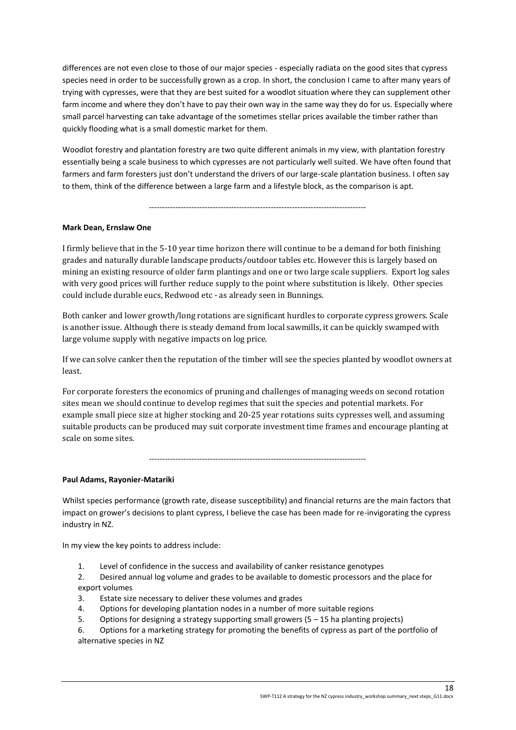differences are not even close to those of our major species - especially radiata on the good sites that cypress species need in order to be successfully grown as a crop. In short, the conclusion I came to after many years of trying with cypresses, were that they are best suited for a woodlot situation where they can supplement other farm income and where they don't have to pay their own way in the same way they do for us. Especially where small parcel harvesting can take advantage of the sometimes stellar prices available the timber rather than quickly flooding what is a small domestic market for them.

Woodlot forestry and plantation forestry are two quite different animals in my view, with plantation forestry essentially being a scale business to which cypresses are not particularly well suited. We have often found that farmers and farm foresters just don't understand the drivers of our large-scale plantation business. I often say to them, think of the difference between a large farm and a lifestyle block, as the comparison is apt.

---

**Mark Dean, Ernslaw One**

I firmly believe that in the 5-10 year time horizon there will continue to be a demand for both finishing grades and naturally durable landscape products/outdoor tables etc. However this is largely based on mining an existing resource of older farm plantings and one or two large scale suppliers. Export log sales with very good prices will further reduce supply to the point where substitution is likely. Other species could include durable eucs, Redwood etc - as already seen in Bunnings.

Both canker and lower growth/long rotations are significant hurdles to corporate cypress growers. Scale is another issue. Although there is steady demand from local sawmills, it can be quickly swamped with large volume supply with negative impacts on log price.

If we can solve canker then the reputation of the timber will see the species planted by woodlot owners at least.

For corporate foresters the economics of pruning and challenges of managing weeds on second rotation sites mean we should continue to develop regimes that suit the species and potential markets. For example small piece size at higher stocking and 20-25 year rotations suits cypresses well, and assuming suitable products can be produced may suit corporate investment time frames and encourage planting at scale on some sites.

---

**Paul Adams, Rayonier-Matariki**

Whilst species performance (growth rate, disease susceptibility) and financial returns are the main factors that impact on grower's decisions to plant cypress, I believe the case has been made for re-invigorating the cypress industry in NZ.

In my view the key points to address include:

1. Level of confidence in the success and availability of canker resistance genotypes
2. Desired annual log volume and grades to be available to domestic processors and the place for export volumes
3. Estate size necessary to deliver these volumes and grades
4. Options for developing plantation nodes in a number of more suitable regions
5. Options for designing a strategy supporting small growers (5 – 15 ha planting projects)
6. Options for a marketing strategy for promoting the benefits of cypress as part of the portfolio of alternative species in NZ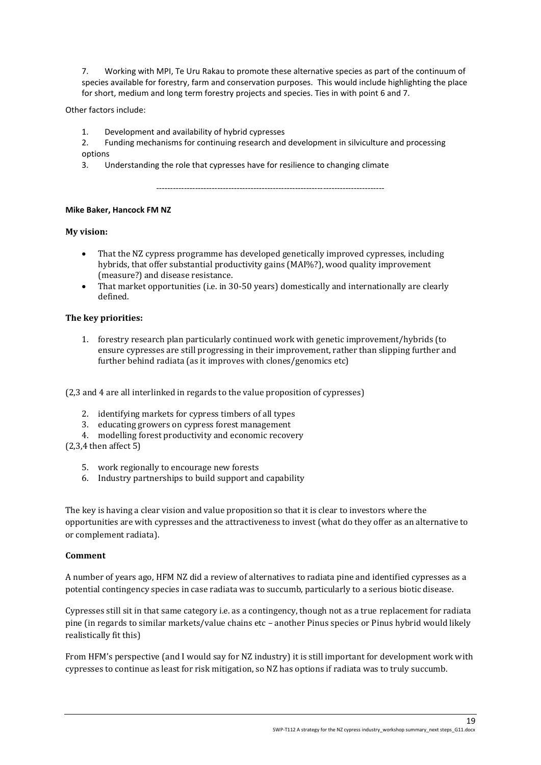7. Working with MPI, Te Uru Rakau to promote these alternative species as part of the continuum of species available for forestry, farm and conservation purposes. This would include highlighting the place for short, medium and long term forestry projects and species. Ties in with point 6 and 7.

Other factors include:

1. Development and availability of hybrid cypresses
2. Funding mechanisms for continuing research and development in silviculture and processing options
3. Understanding the role that cypresses have for resilience to changing climate

---

**Mike Baker, Hancock FM NZ**

**My vision:**

- That the NZ cypress programme has developed genetically improved cypresses, including hybrids, that offer substantial productivity gains (MAI%?), wood quality improvement (measure?) and disease resistance.
- That market opportunities (i.e. in 30-50 years) domestically and internationally are clearly defined.

**The key priorities:**

1. forestry research plan particularly continued work with genetic improvement/hybrids (to ensure cypresses are still progressing in their improvement, rather than slipping further and further behind radiata (as it improves with clones/genomics etc)

(2,3 and 4 are all interlinked in regards to the value proposition of cypresses)

2. identifying markets for cypress timbers of all types
3. educating growers on cypress forest management
4. modelling forest productivity and economic recovery

(2,3,4 then affect 5)

5. work regionally to encourage new forests
6. Industry partnerships to build support and capability

The key is having a clear vision and value proposition so that it is clear to investors where the opportunities are with cypresses and the attractiveness to invest (what do they offer as an alternative to or complement radiata).

**Comment**

A number of years ago, HFM NZ did a review of alternatives to radiata pine and identified cypresses as a potential contingency species in case radiata was to succumb, particularly to a serious biotic disease.

Cypresses still sit in that same category i.e. as a contingency, though not as a true replacement for radiata pine (in regards to similar markets/value chains etc – another Pinus species or Pinus hybrid would likely realistically fit this)

From HFM's perspective (and I would say for NZ industry) it is still important for development work with cypresses to continue as least for risk mitigation, so NZ has options if radiata was to truly succumb.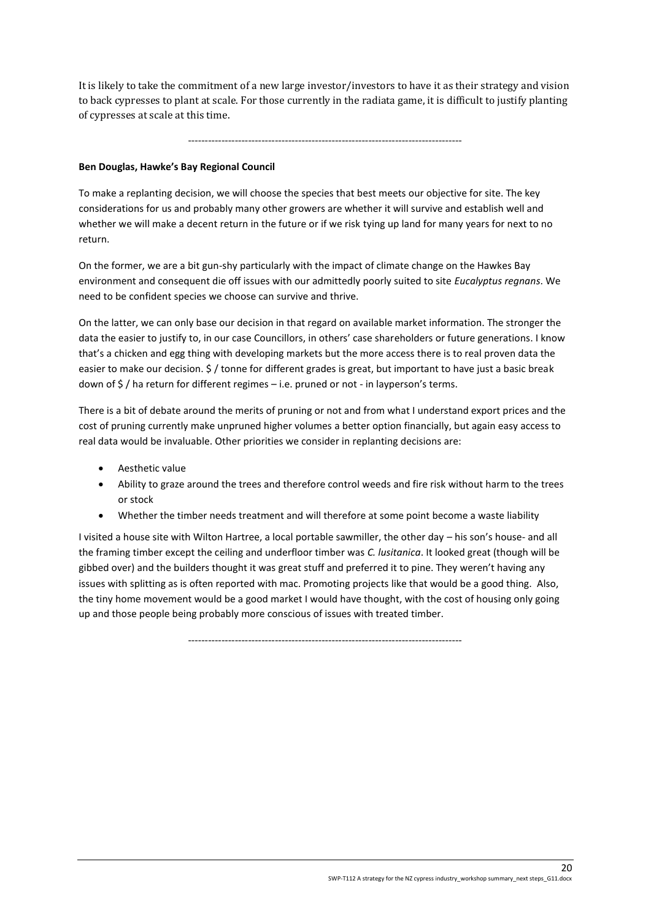It is likely to take the commitment of a new large investor/investors to have it as their strategy and vision to back cypresses to plant at scale. For those currently in the radiata game, it is difficult to justify planting of cypresses at scale at this time.

---------------------------------------------------------------------------------

**Ben Douglas, Hawke's Bay Regional Council**

To make a replanting decision, we will choose the species that best meets our objective for site. The key considerations for us and probably many other growers are whether it will survive and establish well and whether we will make a decent return in the future or if we risk tying up land for many years for next to no return.

On the former, we are a bit gun-shy particularly with the impact of climate change on the Hawkes Bay environment and consequent die off issues with our admittedly poorly suited to site *Eucalyptus regnans*. We need to be confident species we choose can survive and thrive.

On the latter, we can only base our decision in that regard on available market information. The stronger the data the easier to justify to, in our case Councillors, in others' case shareholders or future generations. I know that's a chicken and egg thing with developing markets but the more access there is to real proven data the easier to make our decision. $ / tonne for different grades is great, but important to have just a basic break down of $ / ha return for different regimes – i.e. pruned or not - in layperson's terms.

There is a bit of debate around the merits of pruning or not and from what I understand export prices and the cost of pruning currently make unpruned higher volumes a better option financially, but again easy access to real data would be invaluable. Other priorities we consider in replanting decisions are:

- Aesthetic value
- Ability to graze around the trees and therefore control weeds and fire risk without harm to the trees or stock
- Whether the timber needs treatment and will therefore at some point become a waste liability

I visited a house site with Wilton Hartree, a local portable sawmiller, the other day – his son's house- and all the framing timber except the ceiling and underfloor timber was *C. lusitanica*. It looked great (though will be gibbed over) and the builders thought it was great stuff and preferred it to pine. They weren't having any issues with splitting as is often reported with mac. Promoting projects like that would be a good thing. Also, the tiny home movement would be a good market I would have thought, with the cost of housing only going up and those people being probably more conscious of issues with treated timber.

---------------------------------------------------------------------------------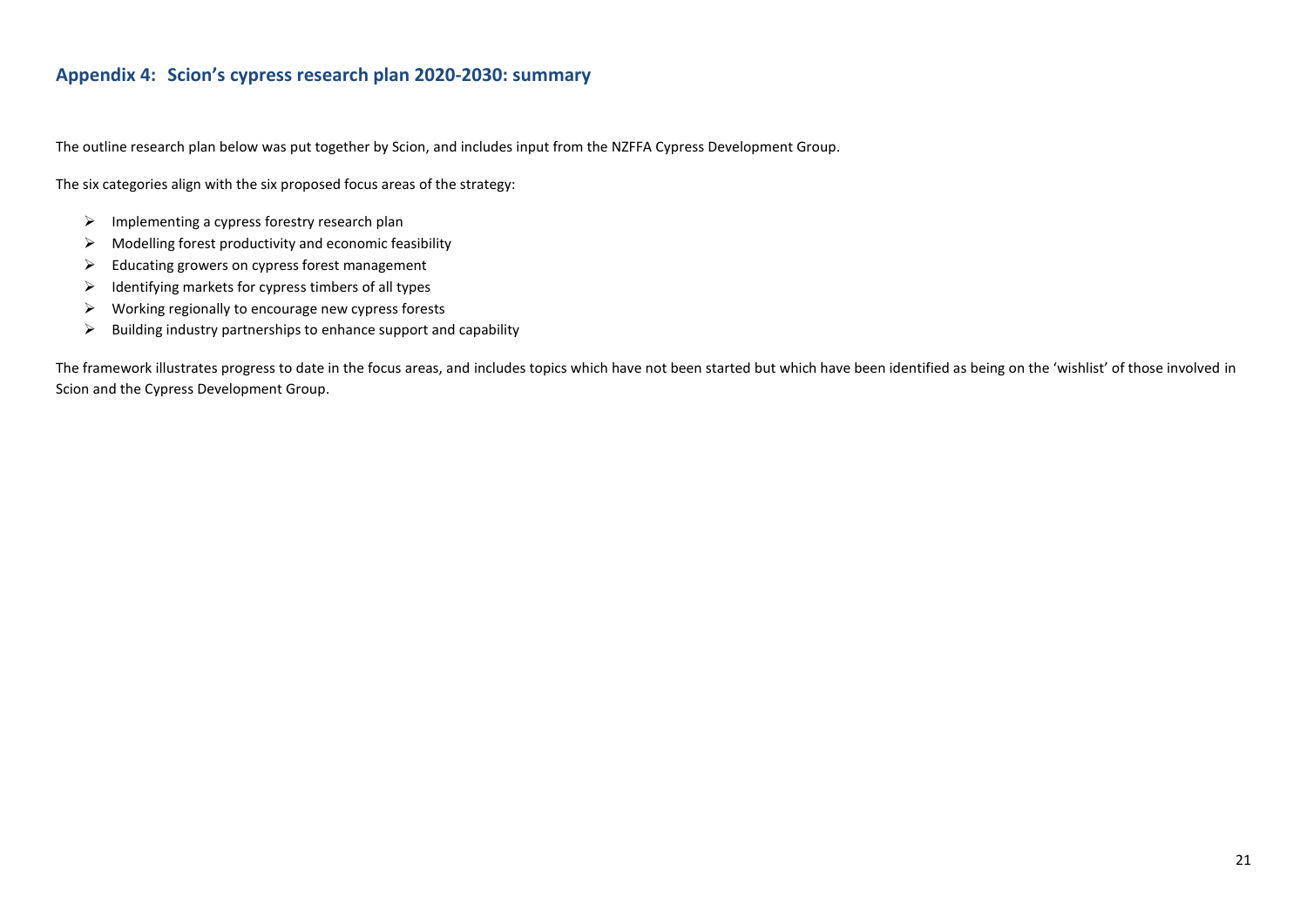## Appendix 4: Scion's cypress research plan 2020-2030: summary

The outline research plan below was put together by Scion, and includes input from the NZFFA Cypress Development Group.

The six categories align with the six proposed focus areas of the strategy:

- Implementing a cypress forestry research plan
- Modelling forest productivity and economic feasibility
- Educating growers on cypress forest management
- Identifying markets for cypress timbers of all types
- Working regionally to encourage new cypress forests
- Building industry partnerships to enhance support and capability

The framework illustrates progress to date in the focus areas, and includes topics which have not been started but which have been identified as being on the 'wishlist' of those involved in Scion and the Cypress Development Group.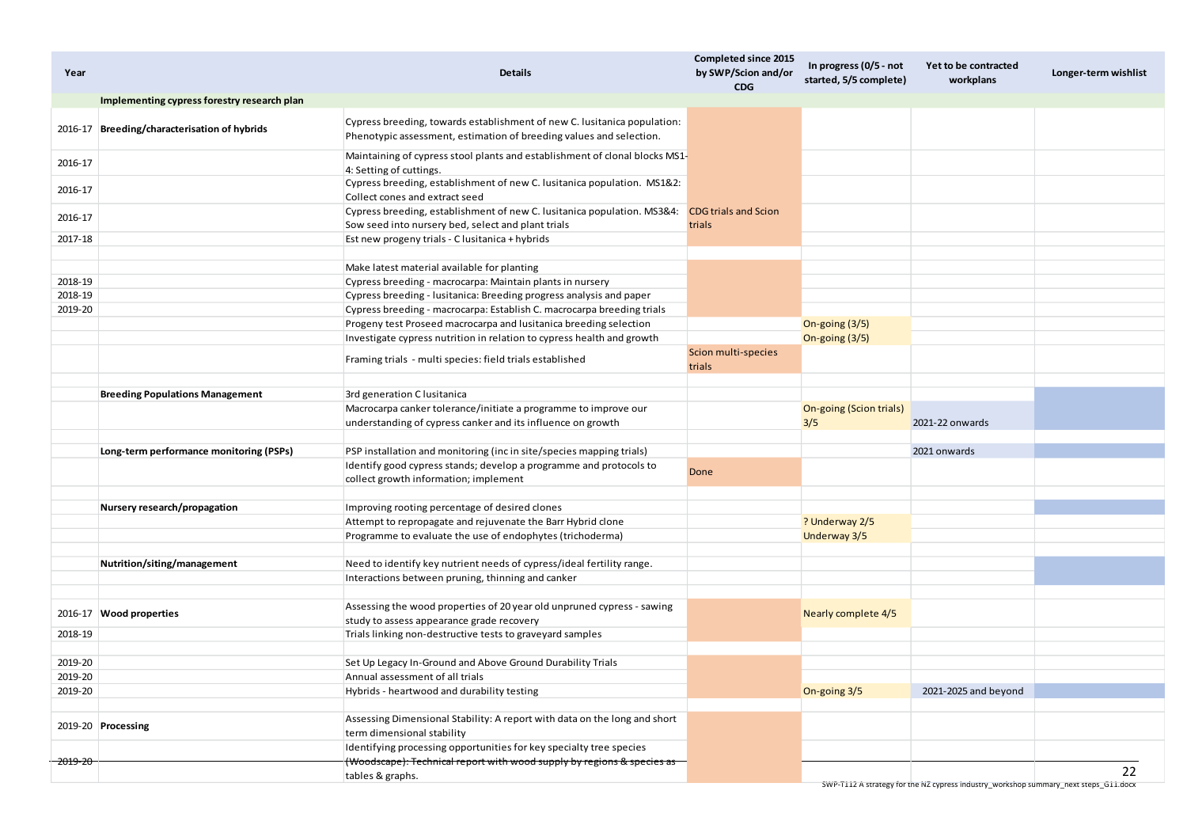| Year | | Details | Completed since 2015 by SWP/Scion and/or CDG | In progress (0/5 - not started, 5/5 complete) | Yet to be contracted workplans | Longer-term wishlist |
|---|---|---|---|---|---|---|
| | **Implementing cypress forestry research plan** | | | | | |
| 2016-17 | **Breeding/characterisation of hybrids** | Cypress breeding, towards establishment of new C. lusitanica population: Phenotypic assessment, estimation of breeding values and selection. | | | | |
| 2016-17 | | Maintaining of cypress stool plants and establishment of clonal blocks MS1-4: Setting of cuttings. | | | | |
| 2016-17 | | Cypress breeding, establishment of new C. lusitanica population. MS1&2: Collect cones and extract seed | | | | |
| 2016-17 | | Cypress breeding, establishment of new C. lusitanica population. MS3&4: Sow seed into nursery bed, select and plant trials | CDG trials and Scion trials | | | |
| 2017-18 | | Est new progeny trials - C lusitanica + hybrids | | | | |
| | | | | | | |
| | | Make latest material available for planting | | | | |
| 2018-19 | | Cypress breeding - macrocarpa: Maintain plants in nursery | | | | |
| 2018-19 | | Cypress breeding - lusitanica: Breeding progress analysis and paper | | | | |
| 2019-20 | | Cypress breeding - macrocarpa: Establish C. macrocarpa breeding trials | | | | |
| | | Progeny test Proseed macrocarpa and lusitanica breeding selection | | On-going (3/5) | | |
| | | Investigate cypress nutrition in relation to cypress health and growth | | On-going (3/5) | | |
| | | Framing trials - multi species: field trials established | Scion multi-species trials | | | |
| | | | | | | |
| | **Breeding Populations Management** | 3rd generation C lusitanica | | | | |
| | | Macrocarpa canker tolerance/initiate a programme to improve our understanding of cypress canker and its influence on growth | | On-going (Scion trials) 3/5 | 2021-22 onwards | |
| | | | | | | |
| | **Long-term performance monitoring (PSPs)** | PSP installation and monitoring (inc in site/species mapping trials) | | | 2021 onwards | |
| | | Identify good cypress stands; develop a programme and protocols to collect growth information; implement | Done | | | |
| | | | | | | |
| | **Nursery research/propagation** | Improving rooting percentage of desired clones | | | | |
| | | Attempt to repropagate and rejuvenate the Barr Hybrid clone | | ? Underway 2/5 | | |
| | | Programme to evaluate the use of endophytes (trichoderma) | | Underway 3/5 | | |
| | | | | | | |
| | **Nutrition/siting/management** | Need to identify key nutrient needs of cypress/ideal fertility range. | | | | |
| | | Interactions between pruning, thinning and canker | | | | |
| | | | | | | |
| 2016-17 | **Wood properties** | Assessing the wood properties of 20 year old unpruned cypress - sawing study to assess appearance grade recovery | | Nearly complete 4/5 | | |
| 2018-19 | | Trials linking non-destructive tests to graveyard samples | | | | |
| | | | | | | |
| 2019-20 | | Set Up Legacy In-Ground and Above Ground Durability Trials | | | | |
| 2019-20 | | Annual assessment of all trials | | | | |
| 2019-20 | | Hybrids - heartwood and durability testing | | On-going 3/5 | 2021-2025 and beyond | |
| | | | | | | |
| 2019-20 | **Processing** | Assessing Dimensional Stability: A report with data on the long and short term dimensional stability | | | | |
| 2019-20 | | Identifying processing opportunities for key specialty tree species (Woodscape): Technical report with wood supply by regions & species as tables & graphs. | | | | |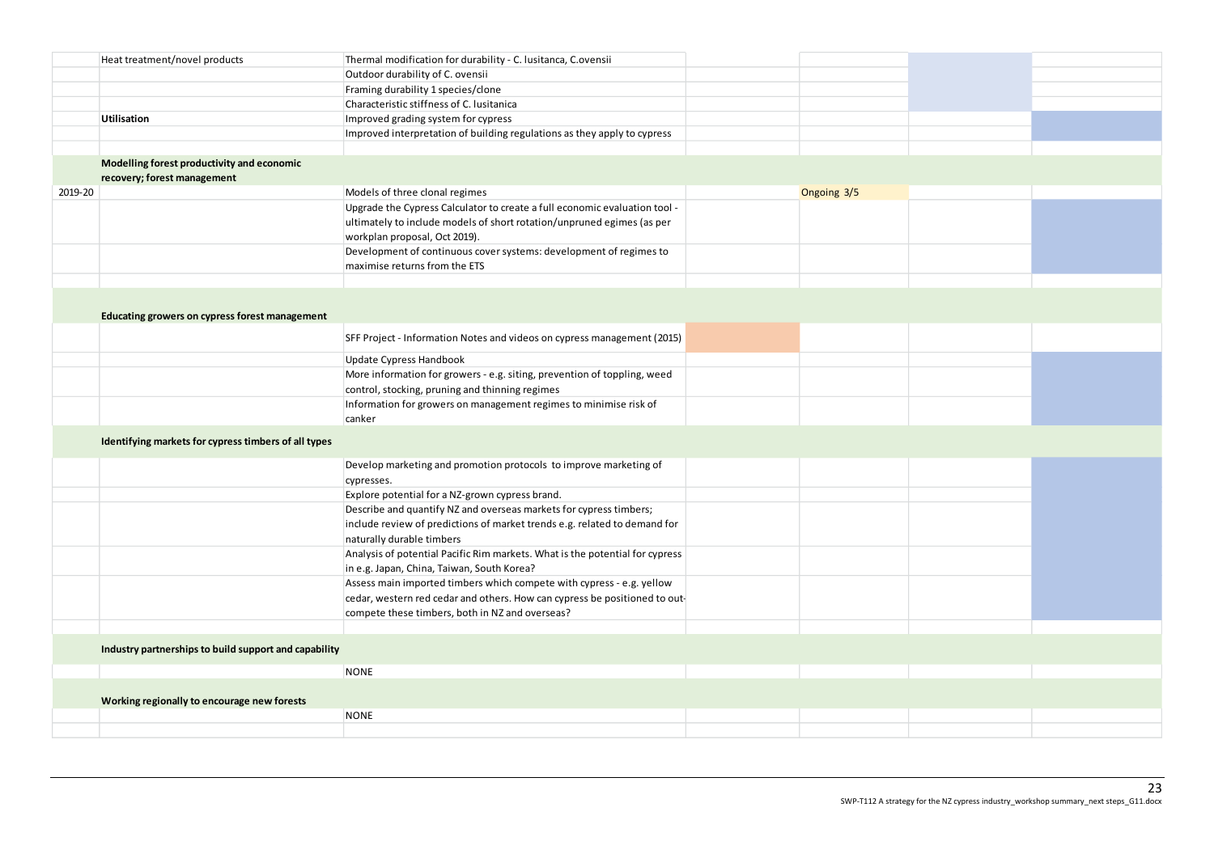| | | | | | | |
|---|---|---|---|---|---|---|
| | Heat treatment/novel products | Thermal modification for durability - C. lusitanca, C.ovensii | | | | |
| | | Outdoor durability of C. ovensii | | | | |
| | | Framing durability 1 species/clone | | | | |
| | | Characteristic stiffness of C. lusitanica | | | | |
| | **Utilisation** | Improved grading system for cypress | | | | |
| | | Improved interpretation of building regulations as they apply to cypress | | | | |
| | | | | | | |
| | **Modelling forest productivity and economic recovery; forest management** | | | | | |
| 2019-20 | | Models of three clonal regimes | | Ongoing 3/5 | | |
| | | Upgrade the Cypress Calculator to create a full economic evaluation tool - ultimately to include models of short rotation/unpruned egimes (as per workplan proposal, Oct 2019). | | | | |
| | | Development of continuous cover systems: development of regimes to maximise returns from the ETS | | | | |
| | | | | | | |
| | **Educating growers on cypress forest management** | | | | | |
| | | SFF Project - Information Notes and videos on cypress management (2015) | | | | |
| | | Update Cypress Handbook | | | | |
| | | More information for growers - e.g. siting, prevention of toppling, weed control, stocking, pruning and thinning regimes | | | | |
| | | Information for growers on management regimes to minimise risk of canker | | | | |
| | **Identifying markets for cypress timbers of all types** | | | | | |
| | | Develop marketing and promotion protocols to improve marketing of cypresses. | | | | |
| | | Explore potential for a NZ-grown cypress brand. | | | | |
| | | Describe and quantify NZ and overseas markets for cypress timbers; include review of predictions of market trends e.g. related to demand for naturally durable timbers | | | | |
| | | Analysis of potential Pacific Rim markets. What is the potential for cypress in e.g. Japan, China, Taiwan, South Korea? | | | | |
| | | Assess main imported timbers which compete with cypress - e.g. yellow cedar, western red cedar and others. How can cypress be positioned to out-compete these timbers, both in NZ and overseas? | | | | |
| | | | | | | |
| | **Industry partnerships to build support and capability** | | | | | |
| | | NONE | | | | |
| | **Working regionally to encourage new forests** | | | | | |
| | | NONE | | | | |
| | | | | | | |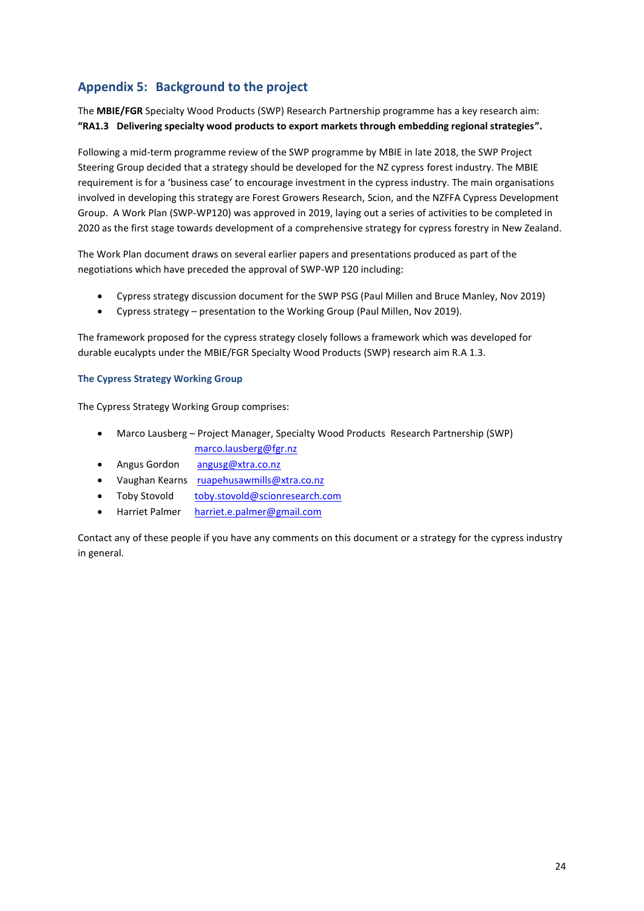## Appendix 5: Background to the project

The **MBIE/FGR** Specialty Wood Products (SWP) Research Partnership programme has a key research aim: **"RA1.3 Delivering specialty wood products to export markets through embedding regional strategies".**

Following a mid-term programme review of the SWP programme by MBIE in late 2018, the SWP Project Steering Group decided that a strategy should be developed for the NZ cypress forest industry. The MBIE requirement is for a 'business case' to encourage investment in the cypress industry. The main organisations involved in developing this strategy are Forest Growers Research, Scion, and the NZFFA Cypress Development Group. A Work Plan (SWP-WP120) was approved in 2019, laying out a series of activities to be completed in 2020 as the first stage towards development of a comprehensive strategy for cypress forestry in New Zealand.

The Work Plan document draws on several earlier papers and presentations produced as part of the negotiations which have preceded the approval of SWP-WP 120 including:

- Cypress strategy discussion document for the SWP PSG (Paul Millen and Bruce Manley, Nov 2019)
- Cypress strategy – presentation to the Working Group (Paul Millen, Nov 2019).

The framework proposed for the cypress strategy closely follows a framework which was developed for durable eucalypts under the MBIE/FGR Specialty Wood Products (SWP) research aim R.A 1.3.

### The Cypress Strategy Working Group

The Cypress Strategy Working Group comprises:

- Marco Lausberg – Project Manager, Specialty Wood Products Research Partnership (SWP) marco.lausberg@fgr.nz
- Angus Gordon angusg@xtra.co.nz
- Vaughan Kearns ruapehusawmills@xtra.co.nz
- Toby Stovold toby.stovold@scionresearch.com
- Harriet Palmer harriet.e.palmer@gmail.com

Contact any of these people if you have any comments on this document or a strategy for the cypress industry in general.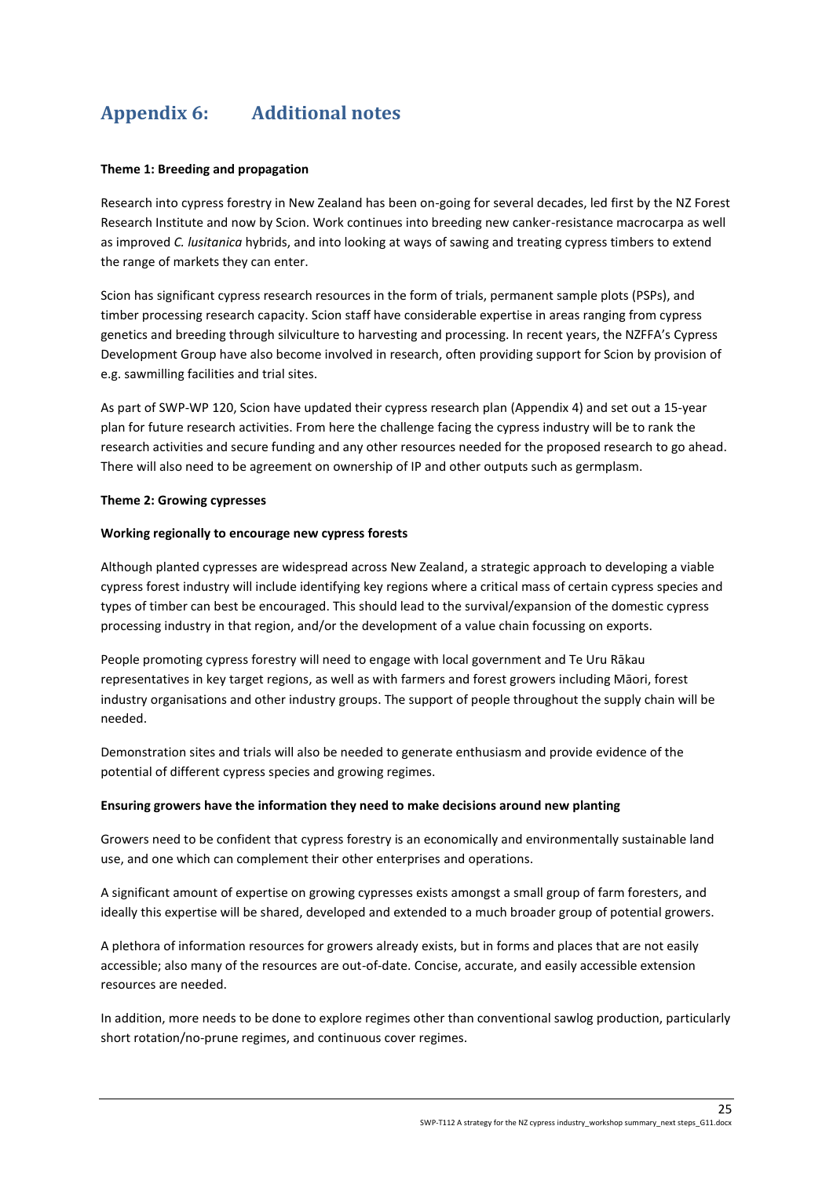# Appendix 6: Additional notes

**Theme 1: Breeding and propagation**

Research into cypress forestry in New Zealand has been on-going for several decades, led first by the NZ Forest Research Institute and now by Scion. Work continues into breeding new canker-resistance macrocarpa as well as improved *C. lusitanica* hybrids, and into looking at ways of sawing and treating cypress timbers to extend the range of markets they can enter.

Scion has significant cypress research resources in the form of trials, permanent sample plots (PSPs), and timber processing research capacity. Scion staff have considerable expertise in areas ranging from cypress genetics and breeding through silviculture to harvesting and processing. In recent years, the NZFFA's Cypress Development Group have also become involved in research, often providing support for Scion by provision of e.g. sawmilling facilities and trial sites.

As part of SWP-WP 120, Scion have updated their cypress research plan (Appendix 4) and set out a 15-year plan for future research activities. From here the challenge facing the cypress industry will be to rank the research activities and secure funding and any other resources needed for the proposed research to go ahead. There will also need to be agreement on ownership of IP and other outputs such as germplasm.

**Theme 2: Growing cypresses**

**Working regionally to encourage new cypress forests**

Although planted cypresses are widespread across New Zealand, a strategic approach to developing a viable cypress forest industry will include identifying key regions where a critical mass of certain cypress species and types of timber can best be encouraged. This should lead to the survival/expansion of the domestic cypress processing industry in that region, and/or the development of a value chain focussing on exports.

People promoting cypress forestry will need to engage with local government and Te Uru Rākau representatives in key target regions, as well as with farmers and forest growers including Māori, forest industry organisations and other industry groups. The support of people throughout the supply chain will be needed.

Demonstration sites and trials will also be needed to generate enthusiasm and provide evidence of the potential of different cypress species and growing regimes.

**Ensuring growers have the information they need to make decisions around new planting**

Growers need to be confident that cypress forestry is an economically and environmentally sustainable land use, and one which can complement their other enterprises and operations.

A significant amount of expertise on growing cypresses exists amongst a small group of farm foresters, and ideally this expertise will be shared, developed and extended to a much broader group of potential growers.

A plethora of information resources for growers already exists, but in forms and places that are not easily accessible; also many of the resources are out-of-date. Concise, accurate, and easily accessible extension resources are needed.

In addition, more needs to be done to explore regimes other than conventional sawlog production, particularly short rotation/no-prune regimes, and continuous cover regimes.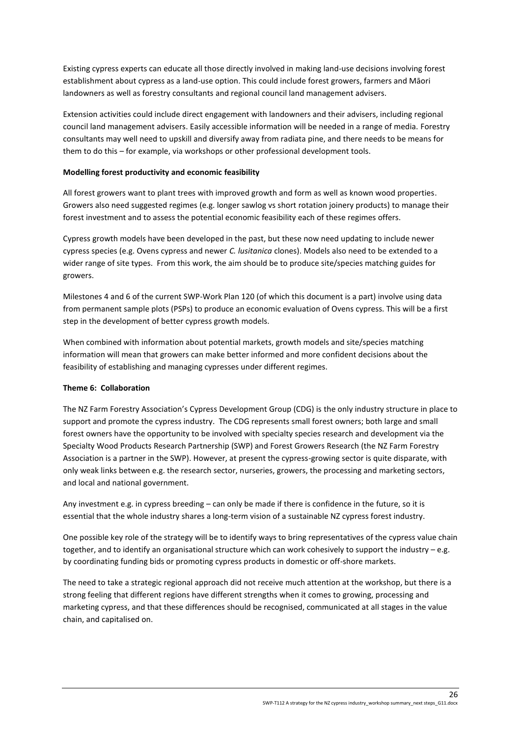Existing cypress experts can educate all those directly involved in making land-use decisions involving forest establishment about cypress as a land-use option. This could include forest growers, farmers and Māori landowners as well as forestry consultants and regional council land management advisers.

Extension activities could include direct engagement with landowners and their advisers, including regional council land management advisers. Easily accessible information will be needed in a range of media. Forestry consultants may well need to upskill and diversify away from radiata pine, and there needs to be means for them to do this – for example, via workshops or other professional development tools.

**Modelling forest productivity and economic feasibility**

All forest growers want to plant trees with improved growth and form as well as known wood properties. Growers also need suggested regimes (e.g. longer sawlog vs short rotation joinery products) to manage their forest investment and to assess the potential economic feasibility each of these regimes offers.

Cypress growth models have been developed in the past, but these now need updating to include newer cypress species (e.g. Ovens cypress and newer *C. lusitanica* clones). Models also need to be extended to a wider range of site types. From this work, the aim should be to produce site/species matching guides for growers.

Milestones 4 and 6 of the current SWP-Work Plan 120 (of which this document is a part) involve using data from permanent sample plots (PSPs) to produce an economic evaluation of Ovens cypress. This will be a first step in the development of better cypress growth models.

When combined with information about potential markets, growth models and site/species matching information will mean that growers can make better informed and more confident decisions about the feasibility of establishing and managing cypresses under different regimes.

**Theme 6: Collaboration**

The NZ Farm Forestry Association's Cypress Development Group (CDG) is the only industry structure in place to support and promote the cypress industry. The CDG represents small forest owners; both large and small forest owners have the opportunity to be involved with specialty species research and development via the Specialty Wood Products Research Partnership (SWP) and Forest Growers Research (the NZ Farm Forestry Association is a partner in the SWP). However, at present the cypress-growing sector is quite disparate, with only weak links between e.g. the research sector, nurseries, growers, the processing and marketing sectors, and local and national government.

Any investment e.g. in cypress breeding – can only be made if there is confidence in the future, so it is essential that the whole industry shares a long-term vision of a sustainable NZ cypress forest industry.

One possible key role of the strategy will be to identify ways to bring representatives of the cypress value chain together, and to identify an organisational structure which can work cohesively to support the industry – e.g. by coordinating funding bids or promoting cypress products in domestic or off-shore markets.

The need to take a strategic regional approach did not receive much attention at the workshop, but there is a strong feeling that different regions have different strengths when it comes to growing, processing and marketing cypress, and that these differences should be recognised, communicated at all stages in the value chain, and capitalised on.